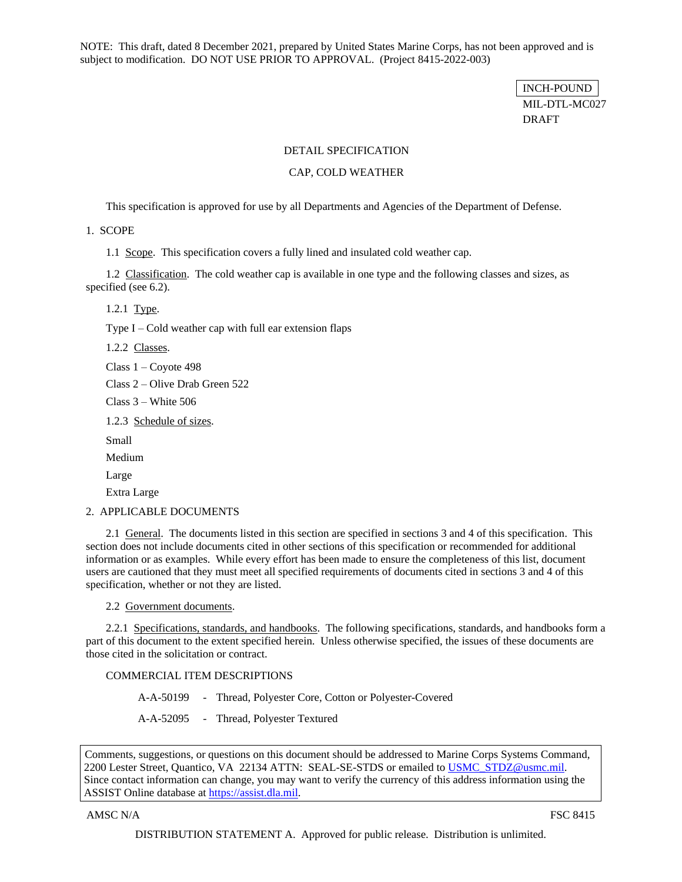NOTE: This draft, dated 8 December 2021, prepared by United States Marine Corps, has not been approved and is subject to modification. DO NOT USE PRIOR TO APPROVAL. (Project 8415-2022-003)

INCH-POUND

MIL-DTL-MC027

DRAFT

# DETAIL SPECIFICATION

# CAP, COLD WEATHER

This specification is approved for use by all Departments and Agencies of the Department of Defense.

## 1. SCOPE

1.1 Scope. This specification covers a fully lined and insulated cold weather cap.

1.2 Classification. The cold weather cap is available in one type and the following classes and sizes, as specified (see 6.2).

1.2.1 Type.

Type I – Cold weather cap with full ear extension flaps

1.2.2 Classes.

Class 1 – Coyote 498

Class 2 – Olive Drab Green 522

Class 3 – White 506

1.2.3 Schedule of sizes.

Small

Medium

Large

Extra Large

## 2. APPLICABLE DOCUMENTS

2.1 General. The documents listed in this section are specified in sections 3 and 4 of this specification. This section does not include documents cited in other sections of this specification or recommended for additional information or as examples. While every effort has been made to ensure the completeness of this list, document users are cautioned that they must meet all specified requirements of documents cited in sections 3 and 4 of this specification, whether or not they are listed.

2.2 Government documents.

2.2.1 Specifications, standards, and handbooks. The following specifications, standards, and handbooks form a part of this document to the extent specified herein. Unless otherwise specified, the issues of these documents are those cited in the solicitation or contract.

COMMERCIAL ITEM DESCRIPTIONS

A-A-50199 - Thread, Polyester Core, Cotton or Polyester-Covered

A-A-52095 - Thread, Polyester Textured

Comments, suggestions, or questions on this document should be addressed to Marine Corps Systems Command, 2200 Lester Street, Quantico, VA 22134 ATTN: SEAL-SE-STDS or emailed to [USMC_STDZ@usmc.mil](mailto:USMC_STDZ@usmc.mil). Since contact information can change, you may want to verify the currency of this address information using the ASSIST Online database at [https://assist.dla.mil](https://assist.dla.mil).

AMSC N/A FSC 8415

DISTRIBUTION STATEMENT A. Approved for public release. Distribution is unlimited.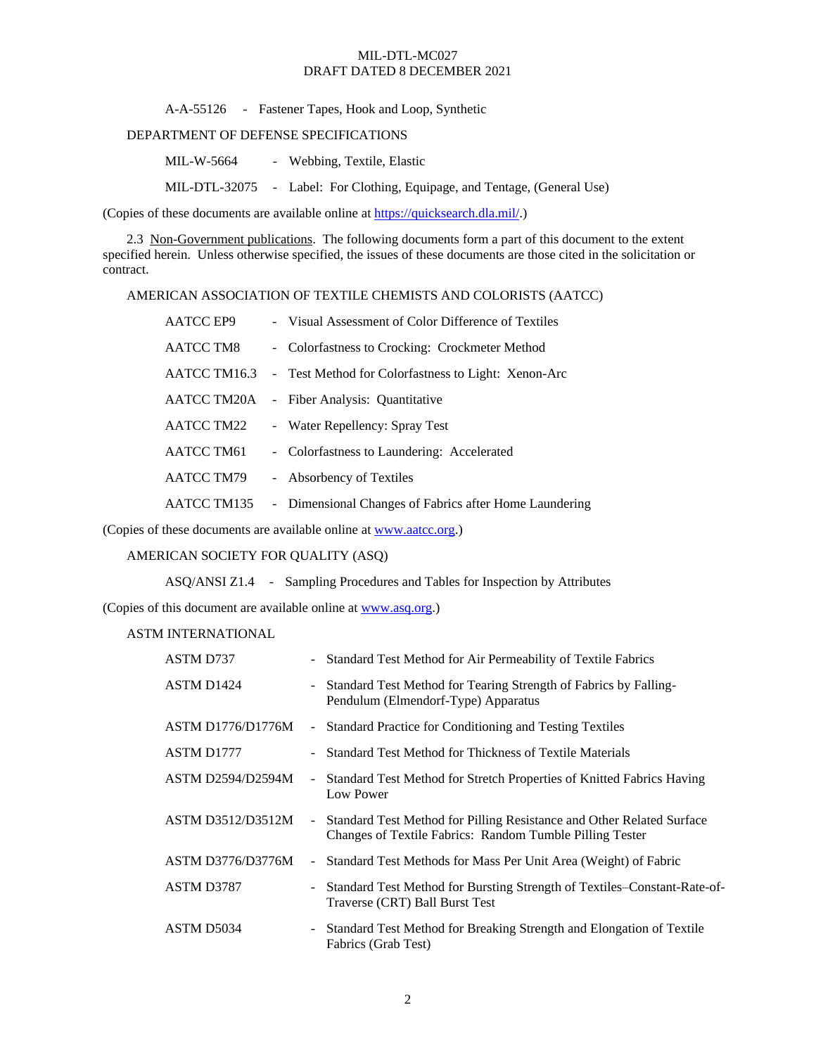A-A-55126 - Fastener Tapes, Hook and Loop, Synthetic

DEPARTMENT OF DEFENSE SPECIFICATIONS

MIL-W-5664 - Webbing, Textile, Elastic

MIL-DTL-32075 - Label: For Clothing, Equipage, and Tentage, (General Use)

(Copies of these documents are available online at https://quicksearch.dla.mil/.)

2.3 Non-Government publications. The following documents form a part of this document to the extent specified herein. Unless otherwise specified, the issues of these documents are those cited in the solicitation or contract.

AMERICAN ASSOCIATION OF TEXTILE CHEMISTS AND COLORISTS (AATCC)

AATCC EP9 - Visual Assessment of Color Difference of Textiles

AATCC TM8 - Colorfastness to Crocking: Crockmeter Method

AATCC TM16.3 - Test Method for Colorfastness to Light: Xenon-Arc

AATCC TM20A - Fiber Analysis: Quantitative

AATCC TM22 - Water Repellency: Spray Test

AATCC TM61 - Colorfastness to Laundering: Accelerated

AATCC TM79 - Absorbency of Textiles

AATCC TM135 - Dimensional Changes of Fabrics after Home Laundering

(Copies of these documents are available online at www.aatcc.org.)

AMERICAN SOCIETY FOR QUALITY (ASQ)

ASQ/ANSI Z1.4 - Sampling Procedures and Tables for Inspection by Attributes

(Copies of this document are available online at www.asq.org.)

ASTM INTERNATIONAL

ASTM D737 - Standard Test Method for Air Permeability of Textile Fabrics

ASTM D1424 - Standard Test Method for Tearing Strength of Fabrics by Falling-Pendulum (Elmendorf-Type) Apparatus

ASTM D1776/D1776M - Standard Practice for Conditioning and Testing Textiles

ASTM D1777 - Standard Test Method for Thickness of Textile Materials

ASTM D2594/D2594M - Standard Test Method for Stretch Properties of Knitted Fabrics Having Low Power

ASTM D3512/D3512M - Standard Test Method for Pilling Resistance and Other Related Surface Changes of Textile Fabrics: Random Tumble Pilling Tester

ASTM D3776/D3776M - Standard Test Methods for Mass Per Unit Area (Weight) of Fabric

ASTM D3787 - Standard Test Method for Bursting Strength of Textiles–Constant-Rate-of-Traverse (CRT) Ball Burst Test

ASTM D5034 - Standard Test Method for Breaking Strength and Elongation of Textile Fabrics (Grab Test)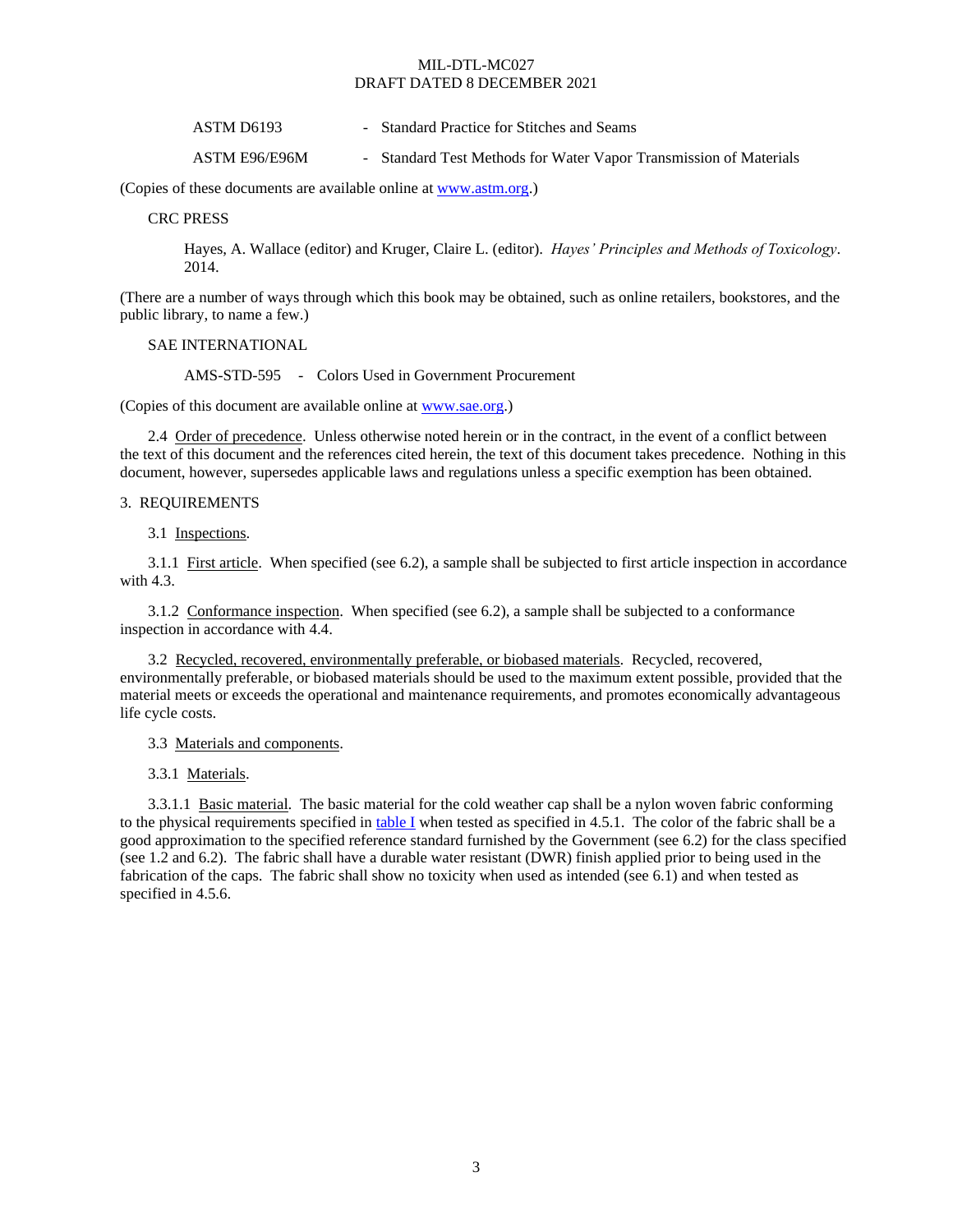ASTM D6193 - Standard Practice for Stitches and Seams

ASTM E96/E96M - Standard Test Methods for Water Vapor Transmission of Materials

(Copies of these documents are available online at www.astm.org.)

CRC PRESS

Hayes, A. Wallace (editor) and Kruger, Claire L. (editor). *Hayes' Principles and Methods of Toxicology*. 2014.

(There are a number of ways through which this book may be obtained, such as online retailers, bookstores, and the public library, to name a few.)

SAE INTERNATIONAL

AMS-STD-595 - Colors Used in Government Procurement

(Copies of this document are available online at www.sae.org.)

2.4 Order of precedence. Unless otherwise noted herein or in the contract, in the event of a conflict between the text of this document and the references cited herein, the text of this document takes precedence. Nothing in this document, however, supersedes applicable laws and regulations unless a specific exemption has been obtained.

## 3. REQUIREMENTS

3.1 Inspections.

3.1.1 First article. When specified (see 6.2), a sample shall be subjected to first article inspection in accordance with 4.3.

3.1.2 Conformance inspection. When specified (see 6.2), a sample shall be subjected to a conformance inspection in accordance with 4.4.

3.2 Recycled, recovered, environmentally preferable, or biobased materials. Recycled, recovered, environmentally preferable, or biobased materials should be used to the maximum extent possible, provided that the material meets or exceeds the operational and maintenance requirements, and promotes economically advantageous life cycle costs.

3.3 Materials and components.

3.3.1 Materials.

3.3.1.1 Basic material. The basic material for the cold weather cap shall be a nylon woven fabric conforming to the physical requirements specified in table I when tested as specified in 4.5.1. The color of the fabric shall be a good approximation to the specified reference standard furnished by the Government (see 6.2) for the class specified (see 1.2 and 6.2). The fabric shall have a durable water resistant (DWR) finish applied prior to being used in the fabrication of the caps. The fabric shall show no toxicity when used as intended (see 6.1) and when tested as specified in 4.5.6.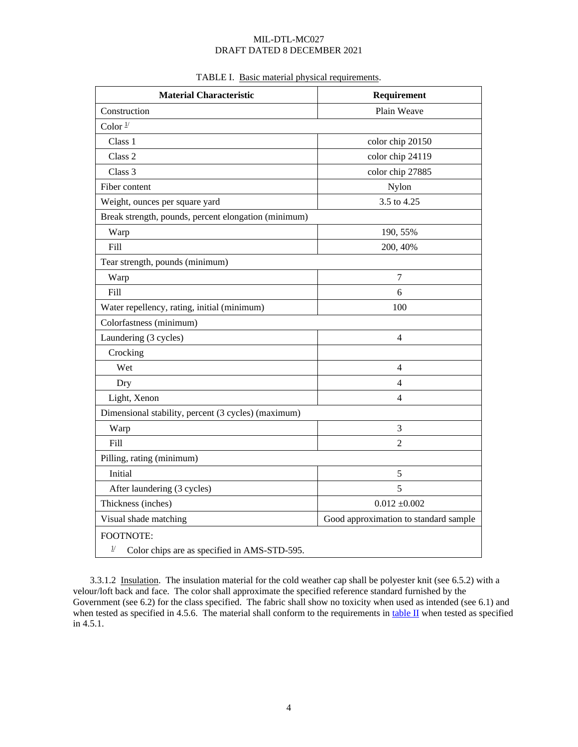TABLE I. Basic material physical requirements.

| Material Characteristic | Requirement |
| --- | --- |
| Construction | Plain Weave |
| Color [1/] | |
| Class 1 | color chip 20150 |
| Class 2 | color chip 24119 |
| Class 3 | color chip 27885 |
| Fiber content | Nylon |
| Weight, ounces per square yard | 3.5 to 4.25 |
| Break strength, pounds, percent elongation (minimum) | |
| Warp | 190, 55% |
| Fill | 200, 40% |
| Tear strength, pounds (minimum) | |
| Warp | 7 |
| Fill | 6 |
| Water repellency, rating, initial (minimum) | 100 |
| Colorfastness (minimum) | |
| Laundering (3 cycles) | 4 |
| Crocking | |
| Wet | 4 |
| Dry | 4 |
| Light, Xenon | 4 |
| Dimensional stability, percent (3 cycles) (maximum) | |
| Warp | 3 |
| Fill | 2 |
| Pilling, rating (minimum) | |
| Initial | 5 |
| After laundering (3 cycles) | 5 |
| Thickness (inches) | 0.012 ±0.002 |
| Visual shade matching | Good approximation to standard sample |

FOOTNOTE:

[1/] Color chips are as specified in AMS-STD-595.

3.3.1.2 Insulation. The insulation material for the cold weather cap shall be polyester knit (see 6.5.2) with a velour/loft back and face. The color shall approximate the specified reference standard furnished by the Government (see 6.2) for the class specified. The fabric shall show no toxicity when used as intended (see 6.1) and when tested as specified in 4.5.6. The material shall conform to the requirements in table II when tested as specified in 4.5.1.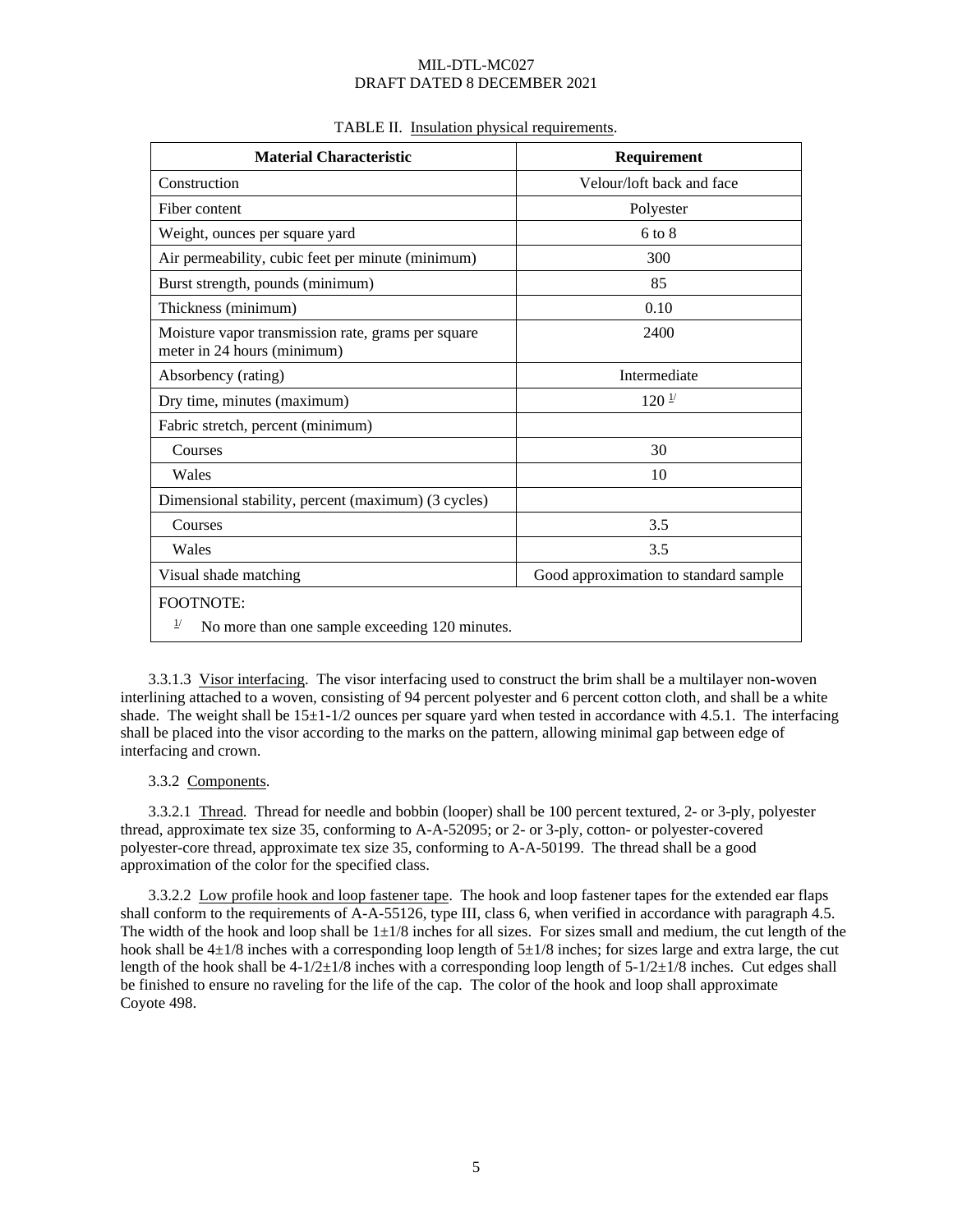TABLE II. Insulation physical requirements.

| Material Characteristic | Requirement |
|---|---|
| Construction | Velour/loft back and face |
| Fiber content | Polyester |
| Weight, ounces per square yard | 6 to 8 |
| Air permeability, cubic feet per minute (minimum) | 300 |
| Burst strength, pounds (minimum) | 85 |
| Thickness (minimum) | 0.10 |
| Moisture vapor transmission rate, grams per square meter in 24 hours (minimum) | 2400 |
| Absorbency (rating) | Intermediate |
| Dry time, minutes (maximum) | 120 [1/] |
| Fabric stretch, percent (minimum) | |
| Courses | 30 |
| Wales | 10 |
| Dimensional stability, percent (maximum) (3 cycles) | |
| Courses | 3.5 |
| Wales | 3.5 |
| Visual shade matching | Good approximation to standard sample |

FOOTNOTE:

[1/] No more than one sample exceeding 120 minutes.

3.3.1.3 Visor interfacing. The visor interfacing used to construct the brim shall be a multilayer non-woven interlining attached to a woven, consisting of 94 percent polyester and 6 percent cotton cloth, and shall be a white shade. The weight shall be 15±1-1/2 ounces per square yard when tested in accordance with 4.5.1. The interfacing shall be placed into the visor according to the marks on the pattern, allowing minimal gap between edge of interfacing and crown.

3.3.2 Components.

3.3.2.1 Thread. Thread for needle and bobbin (looper) shall be 100 percent textured, 2- or 3-ply, polyester thread, approximate tex size 35, conforming to A-A-52095; or 2- or 3-ply, cotton- or polyester-covered polyester-core thread, approximate tex size 35, conforming to A-A-50199. The thread shall be a good approximation of the color for the specified class.

3.3.2.2 Low profile hook and loop fastener tape. The hook and loop fastener tapes for the extended ear flaps shall conform to the requirements of A-A-55126, type III, class 6, when verified in accordance with paragraph 4.5. The width of the hook and loop shall be 1±1/8 inches for all sizes. For sizes small and medium, the cut length of the hook shall be 4±1/8 inches with a corresponding loop length of 5±1/8 inches; for sizes large and extra large, the cut length of the hook shall be 4-1/2±1/8 inches with a corresponding loop length of 5-1/2±1/8 inches. Cut edges shall be finished to ensure no raveling for the life of the cap. The color of the hook and loop shall approximate Coyote 498.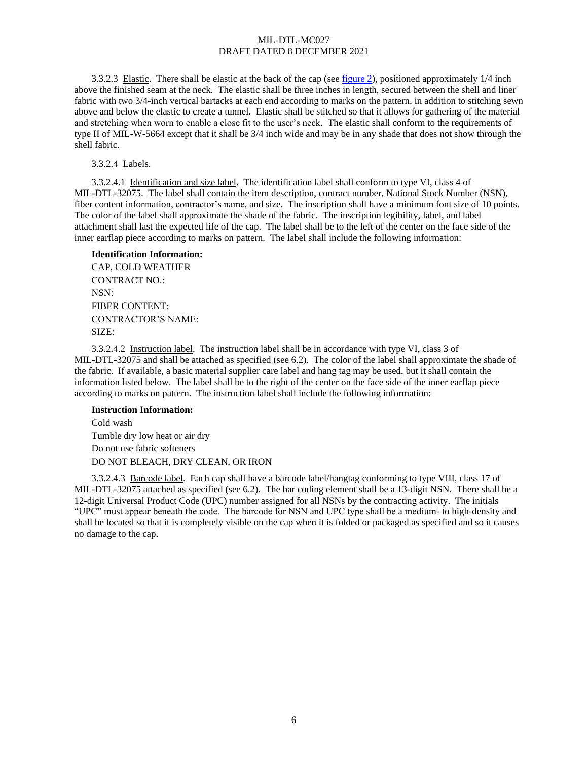3.3.2.3 Elastic. There shall be elastic at the back of the cap (see figure 2), positioned approximately 1/4 inch above the finished seam at the neck. The elastic shall be three inches in length, secured between the shell and liner fabric with two 3/4-inch vertical bartacks at each end according to marks on the pattern, in addition to stitching sewn above and below the elastic to create a tunnel. Elastic shall be stitched so that it allows for gathering of the material and stretching when worn to enable a close fit to the user's neck. The elastic shall conform to the requirements of type II of MIL-W-5664 except that it shall be 3/4 inch wide and may be in any shade that does not show through the shell fabric.

3.3.2.4 Labels.

3.3.2.4.1 Identification and size label. The identification label shall conform to type VI, class 4 of MIL-DTL-32075. The label shall contain the item description, contract number, National Stock Number (NSN), fiber content information, contractor's name, and size. The inscription shall have a minimum font size of 10 points. The color of the label shall approximate the shade of the fabric. The inscription legibility, label, and label attachment shall last the expected life of the cap. The label shall be to the left of the center on the face side of the inner earflap piece according to marks on pattern. The label shall include the following information:

**Identification Information:**
CAP, COLD WEATHER
CONTRACT NO.:
NSN:
FIBER CONTENT:
CONTRACTOR'S NAME:
SIZE:

3.3.2.4.2 Instruction label. The instruction label shall be in accordance with type VI, class 3 of MIL-DTL-32075 and shall be attached as specified (see 6.2). The color of the label shall approximate the shade of the fabric. If available, a basic material supplier care label and hang tag may be used, but it shall contain the information listed below. The label shall be to the right of the center on the face side of the inner earflap piece according to marks on pattern. The instruction label shall include the following information:

**Instruction Information:**
Cold wash
Tumble dry low heat or air dry
Do not use fabric softeners
DO NOT BLEACH, DRY CLEAN, OR IRON

3.3.2.4.3 Barcode label. Each cap shall have a barcode label/hangtag conforming to type VIII, class 17 of MIL-DTL-32075 attached as specified (see 6.2). The bar coding element shall be a 13-digit NSN. There shall be a 12-digit Universal Product Code (UPC) number assigned for all NSNs by the contracting activity. The initials "UPC" must appear beneath the code. The barcode for NSN and UPC type shall be a medium- to high-density and shall be located so that it is completely visible on the cap when it is folded or packaged as specified and so it causes no damage to the cap.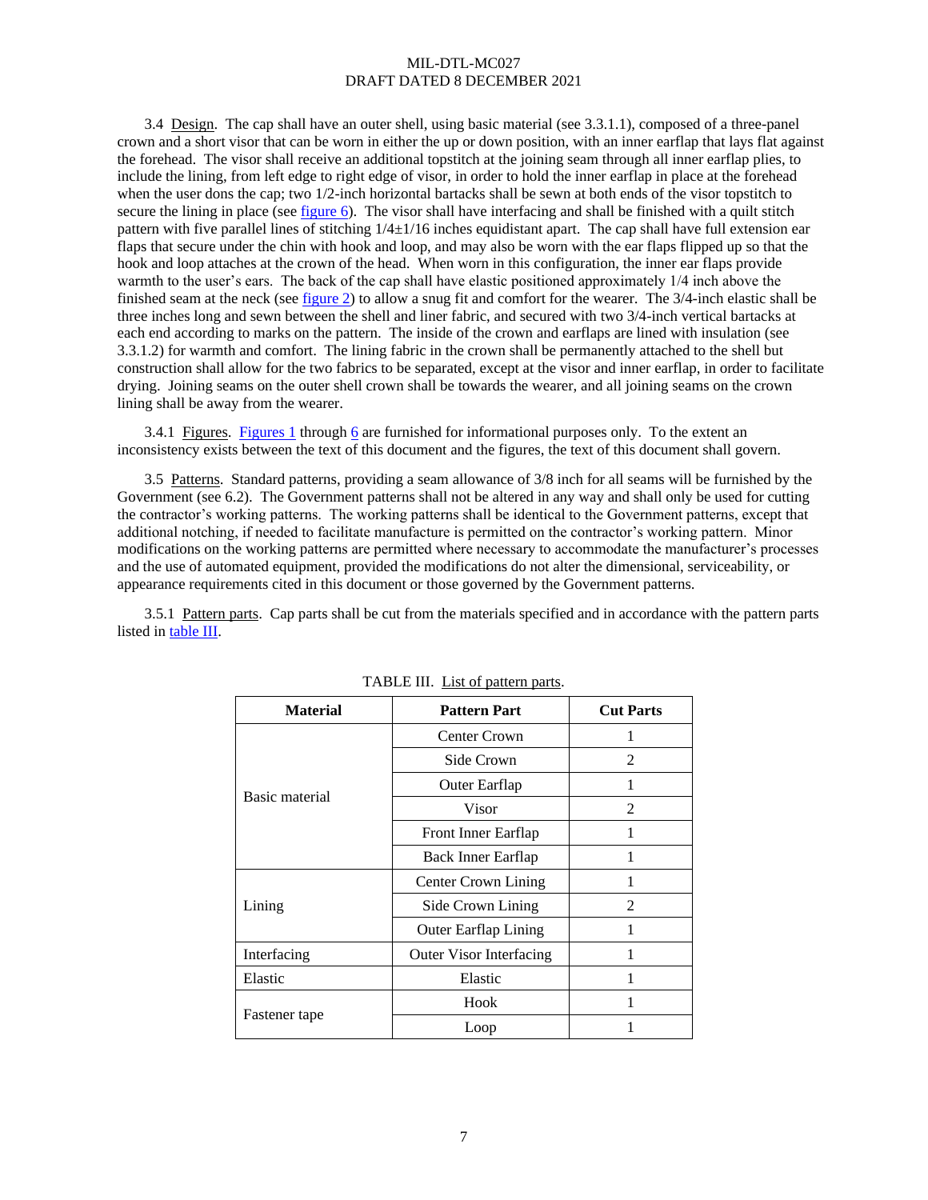3.4 Design. The cap shall have an outer shell, using basic material (see 3.3.1.1), composed of a three-panel crown and a short visor that can be worn in either the up or down position, with an inner earflap that lays flat against the forehead. The visor shall receive an additional topstitch at the joining seam through all inner earflap plies, to include the lining, from left edge to right edge of visor, in order to hold the inner earflap in place at the forehead when the user dons the cap; two 1/2-inch horizontal bartacks shall be sewn at both ends of the visor topstitch to secure the lining in place (see figure 6). The visor shall have interfacing and shall be finished with a quilt stitch pattern with five parallel lines of stitching 1/4±1/16 inches equidistant apart. The cap shall have full extension ear flaps that secure under the chin with hook and loop, and may also be worn with the ear flaps flipped up so that the hook and loop attaches at the crown of the head. When worn in this configuration, the inner ear flaps provide warmth to the user's ears. The back of the cap shall have elastic positioned approximately 1/4 inch above the finished seam at the neck (see figure 2) to allow a snug fit and comfort for the wearer. The 3/4-inch elastic shall be three inches long and sewn between the shell and liner fabric, and secured with two 3/4-inch vertical bartacks at each end according to marks on the pattern. The inside of the crown and earflaps are lined with insulation (see 3.3.1.2) for warmth and comfort. The lining fabric in the crown shall be permanently attached to the shell but construction shall allow for the two fabrics to be separated, except at the visor and inner earflap, in order to facilitate drying. Joining seams on the outer shell crown shall be towards the wearer, and all joining seams on the crown lining shall be away from the wearer.

3.4.1 Figures. Figures 1 through 6 are furnished for informational purposes only. To the extent an inconsistency exists between the text of this document and the figures, the text of this document shall govern.

3.5 Patterns. Standard patterns, providing a seam allowance of 3/8 inch for all seams will be furnished by the Government (see 6.2). The Government patterns shall not be altered in any way and shall only be used for cutting the contractor's working patterns. The working patterns shall be identical to the Government patterns, except that additional notching, if needed to facilitate manufacture is permitted on the contractor's working pattern. Minor modifications on the working patterns are permitted where necessary to accommodate the manufacturer's processes and the use of automated equipment, provided the modifications do not alter the dimensional, serviceability, or appearance requirements cited in this document or those governed by the Government patterns.

3.5.1 Pattern parts. Cap parts shall be cut from the materials specified and in accordance with the pattern parts listed in table III.

TABLE III. List of pattern parts.

| Material | Pattern Part | Cut Parts |
|---|---|---|
| Basic material | Center Crown | 1 |
| | Side Crown | 2 |
| | Outer Earflap | 1 |
| | Visor | 2 |
| | Front Inner Earflap | 1 |
| | Back Inner Earflap | 1 |
| Lining | Center Crown Lining | 1 |
| | Side Crown Lining | 2 |
| | Outer Earflap Lining | 1 |
| Interfacing | Outer Visor Interfacing | 1 |
| Elastic | Elastic | 1 |
| Fastener tape | Hook | 1 |
| | Loop | 1 |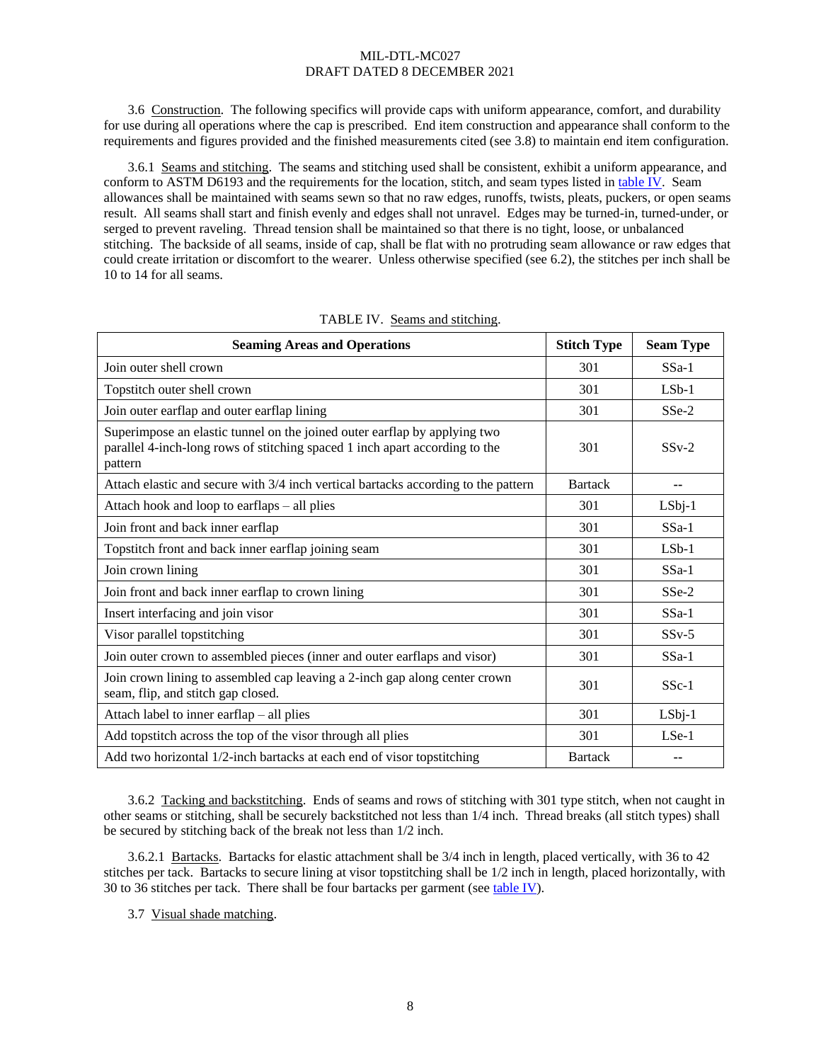3.6 Construction. The following specifics will provide caps with uniform appearance, comfort, and durability for use during all operations where the cap is prescribed. End item construction and appearance shall conform to the requirements and figures provided and the finished measurements cited (see 3.8) to maintain end item configuration.

3.6.1 Seams and stitching. The seams and stitching used shall be consistent, exhibit a uniform appearance, and conform to ASTM D6193 and the requirements for the location, stitch, and seam types listed in table IV. Seam allowances shall be maintained with seams sewn so that no raw edges, runoffs, twists, pleats, puckers, or open seams result. All seams shall start and finish evenly and edges shall not unravel. Edges may be turned-in, turned-under, or serged to prevent raveling. Thread tension shall be maintained so that there is no tight, loose, or unbalanced stitching. The backside of all seams, inside of cap, shall be flat with no protruding seam allowance or raw edges that could create irritation or discomfort to the wearer. Unless otherwise specified (see 6.2), the stitches per inch shall be 10 to 14 for all seams.

TABLE IV. Seams and stitching.

| Seaming Areas and Operations | Stitch Type | Seam Type |
|---|---|---|
| Join outer shell crown | 301 | SSa-1 |
| Topstitch outer shell crown | 301 | LSb-1 |
| Join outer earflap and outer earflap lining | 301 | SSe-2 |
| Superimpose an elastic tunnel on the joined outer earflap by applying two parallel 4-inch-long rows of stitching spaced 1 inch apart according to the pattern | 301 | SSv-2 |
| Attach elastic and secure with 3/4 inch vertical bartacks according to the pattern | Bartack | -- |
| Attach hook and loop to earflaps – all plies | 301 | LSbj-1 |
| Join front and back inner earflap | 301 | SSa-1 |
| Topstitch front and back inner earflap joining seam | 301 | LSb-1 |
| Join crown lining | 301 | SSa-1 |
| Join front and back inner earflap to crown lining | 301 | SSe-2 |
| Insert interfacing and join visor | 301 | SSa-1 |
| Visor parallel topstitching | 301 | SSv-5 |
| Join outer crown to assembled pieces (inner and outer earflaps and visor) | 301 | SSa-1 |
| Join crown lining to assembled cap leaving a 2-inch gap along center crown seam, flip, and stitch gap closed. | 301 | SSc-1 |
| Attach label to inner earflap – all plies | 301 | LSbj-1 |
| Add topstitch across the top of the visor through all plies | 301 | LSe-1 |
| Add two horizontal 1/2-inch bartacks at each end of visor topstitching | Bartack | -- |

3.6.2 Tacking and backstitching. Ends of seams and rows of stitching with 301 type stitch, when not caught in other seams or stitching, shall be securely backstitched not less than 1/4 inch. Thread breaks (all stitch types) shall be secured by stitching back of the break not less than 1/2 inch.

3.6.2.1 Bartacks. Bartacks for elastic attachment shall be 3/4 inch in length, placed vertically, with 36 to 42 stitches per tack. Bartacks to secure lining at visor topstitching shall be 1/2 inch in length, placed horizontally, with 30 to 36 stitches per tack. There shall be four bartacks per garment (see table IV).

3.7 Visual shade matching.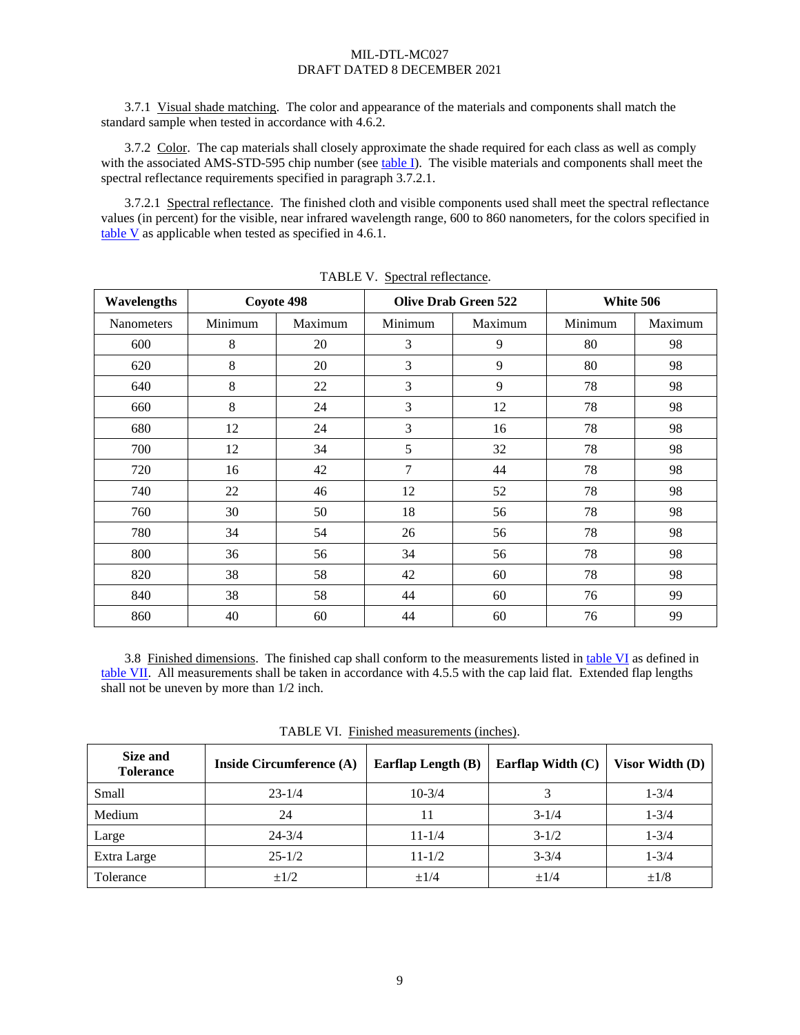3.7.1 Visual shade matching. The color and appearance of the materials and components shall match the standard sample when tested in accordance with 4.6.2.

3.7.2 Color. The cap materials shall closely approximate the shade required for each class as well as comply with the associated AMS-STD-595 chip number (see table I). The visible materials and components shall meet the spectral reflectance requirements specified in paragraph 3.7.2.1.

3.7.2.1 Spectral reflectance. The finished cloth and visible components used shall meet the spectral reflectance values (in percent) for the visible, near infrared wavelength range, 600 to 860 nanometers, for the colors specified in table V as applicable when tested as specified in 4.6.1.

TABLE V. Spectral reflectance.

| Wavelengths | Coyote 498 | | Olive Drab Green 522 | | White 506 | |
|---|---|---|---|---|---|---|
| Nanometers | Minimum | Maximum | Minimum | Maximum | Minimum | Maximum |
| 600 | 8 | 20 | 3 | 9 | 80 | 98 |
| 620 | 8 | 20 | 3 | 9 | 80 | 98 |
| 640 | 8 | 22 | 3 | 9 | 78 | 98 |
| 660 | 8 | 24 | 3 | 12 | 78 | 98 |
| 680 | 12 | 24 | 3 | 16 | 78 | 98 |
| 700 | 12 | 34 | 5 | 32 | 78 | 98 |
| 720 | 16 | 42 | 7 | 44 | 78 | 98 |
| 740 | 22 | 46 | 12 | 52 | 78 | 98 |
| 760 | 30 | 50 | 18 | 56 | 78 | 98 |
| 780 | 34 | 54 | 26 | 56 | 78 | 98 |
| 800 | 36 | 56 | 34 | 56 | 78 | 98 |
| 820 | 38 | 58 | 42 | 60 | 78 | 98 |
| 840 | 38 | 58 | 44 | 60 | 76 | 99 |
| 860 | 40 | 60 | 44 | 60 | 76 | 99 |

3.8 Finished dimensions. The finished cap shall conform to the measurements listed in table VI as defined in table VII. All measurements shall be taken in accordance with 4.5.5 with the cap laid flat. Extended flap lengths shall not be uneven by more than 1/2 inch.

TABLE VI. Finished measurements (inches).

| Size and Tolerance | Inside Circumference (A) | Earflap Length (B) | Earflap Width (C) | Visor Width (D) |
|---|---|---|---|---|
| Small | 23-1/4 | 10-3/4 | 3 | 1-3/4 |
| Medium | 24 | 11 | 3-1/4 | 1-3/4 |
| Large | 24-3/4 | 11-1/4 | 3-1/2 | 1-3/4 |
| Extra Large | 25-1/2 | 11-1/2 | 3-3/4 | 1-3/4 |
| Tolerance | ±1/2 | ±1/4 | ±1/4 | ±1/8 |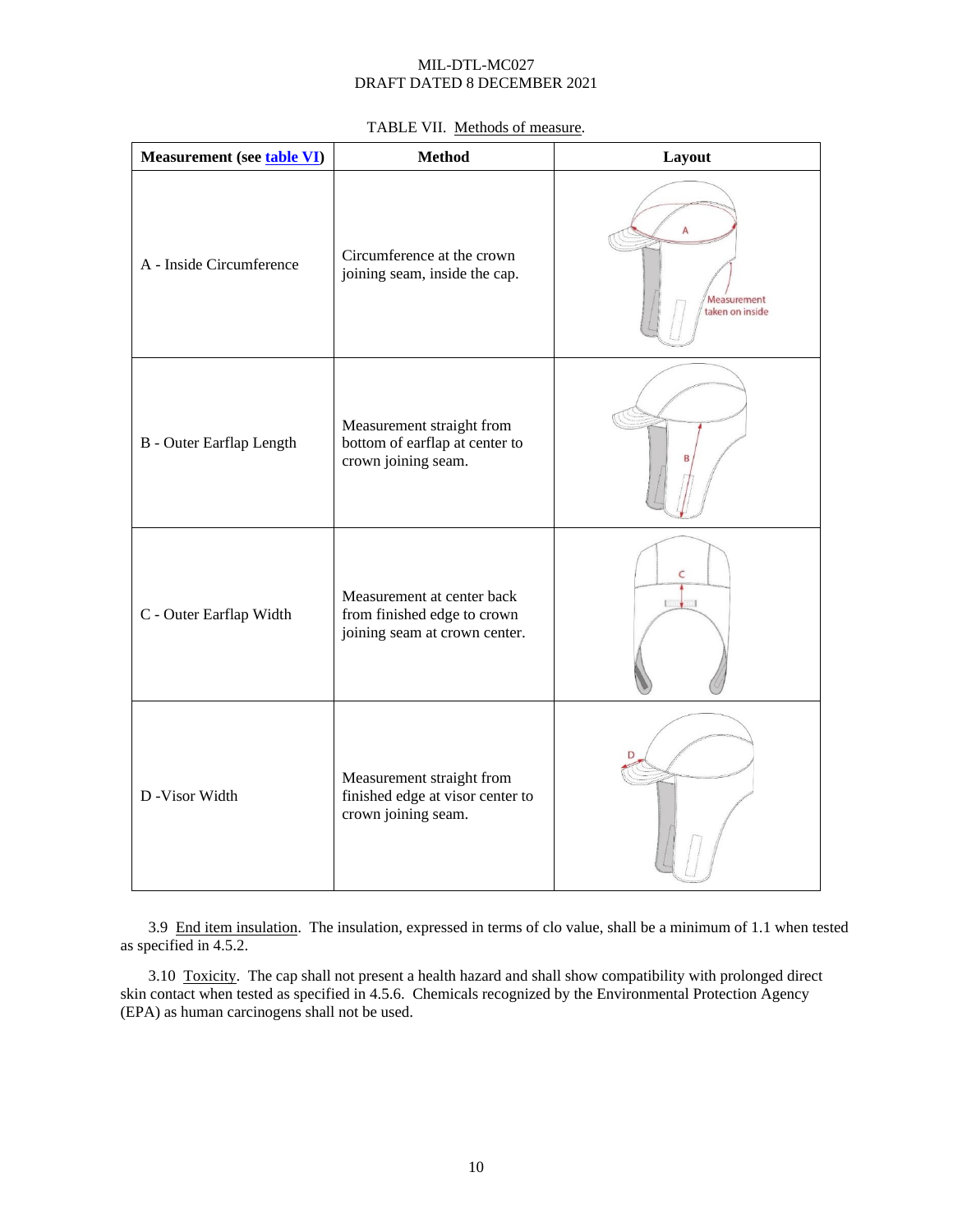TABLE VII. Methods of measure.

| Measurement (see table VI) | Method | Layout |
|---|---|---|
| A - Inside Circumference | Circumference at the crown joining seam, inside the cap. | |
| B - Outer Earflap Length | Measurement straight from bottom of earflap at center to crown joining seam. | |
| C - Outer Earflap Width | Measurement at center back from finished edge to crown joining seam at crown center. | |
| D -Visor Width | Measurement straight from finished edge at visor center to crown joining seam. | |

3.9 End item insulation. The insulation, expressed in terms of clo value, shall be a minimum of 1.1 when tested as specified in 4.5.2.

3.10 Toxicity. The cap shall not present a health hazard and shall show compatibility with prolonged direct skin contact when tested as specified in 4.5.6. Chemicals recognized by the Environmental Protection Agency (EPA) as human carcinogens shall not be used.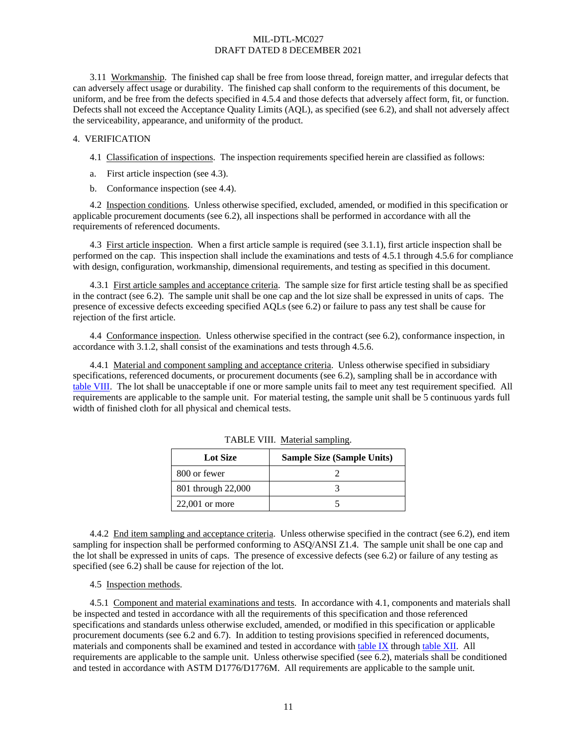3.11 Workmanship. The finished cap shall be free from loose thread, foreign matter, and irregular defects that can adversely affect usage or durability. The finished cap shall conform to the requirements of this document, be uniform, and be free from the defects specified in 4.5.4 and those defects that adversely affect form, fit, or function. Defects shall not exceed the Acceptance Quality Limits (AQL), as specified (see 6.2), and shall not adversely affect the serviceability, appearance, and uniformity of the product.

## 4. VERIFICATION

4.1 Classification of inspections. The inspection requirements specified herein are classified as follows:

a. First article inspection (see 4.3).

b. Conformance inspection (see 4.4).

4.2 Inspection conditions. Unless otherwise specified, excluded, amended, or modified in this specification or applicable procurement documents (see 6.2), all inspections shall be performed in accordance with all the requirements of referenced documents.

4.3 First article inspection. When a first article sample is required (see 3.1.1), first article inspection shall be performed on the cap. This inspection shall include the examinations and tests of 4.5.1 through 4.5.6 for compliance with design, configuration, workmanship, dimensional requirements, and testing as specified in this document.

4.3.1 First article samples and acceptance criteria. The sample size for first article testing shall be as specified in the contract (see 6.2). The sample unit shall be one cap and the lot size shall be expressed in units of caps. The presence of excessive defects exceeding specified AQLs (see 6.2) or failure to pass any test shall be cause for rejection of the first article.

4.4 Conformance inspection. Unless otherwise specified in the contract (see 6.2), conformance inspection, in accordance with 3.1.2, shall consist of the examinations and tests through 4.5.6.

4.4.1 Material and component sampling and acceptance criteria. Unless otherwise specified in subsidiary specifications, referenced documents, or procurement documents (see 6.2), sampling shall be in accordance with table VIII. The lot shall be unacceptable if one or more sample units fail to meet any test requirement specified. All requirements are applicable to the sample unit. For material testing, the sample unit shall be 5 continuous yards full width of finished cloth for all physical and chemical tests.

TABLE VIII. Material sampling.

| Lot Size | Sample Size (Sample Units) |
|---|---|
| 800 or fewer | 2 |
| 801 through 22,000 | 3 |
| 22,001 or more | 5 |

4.4.2 End item sampling and acceptance criteria. Unless otherwise specified in the contract (see 6.2), end item sampling for inspection shall be performed conforming to ASQ/ANSI Z1.4. The sample unit shall be one cap and the lot shall be expressed in units of caps. The presence of excessive defects (see 6.2) or failure of any testing as specified (see 6.2) shall be cause for rejection of the lot.

4.5 Inspection methods.

4.5.1 Component and material examinations and tests. In accordance with 4.1, components and materials shall be inspected and tested in accordance with all the requirements of this specification and those referenced specifications and standards unless otherwise excluded, amended, or modified in this specification or applicable procurement documents (see 6.2 and 6.7). In addition to testing provisions specified in referenced documents, materials and components shall be examined and tested in accordance with table IX through table XII. All requirements are applicable to the sample unit. Unless otherwise specified (see 6.2), materials shall be conditioned and tested in accordance with ASTM D1776/D1776M. All requirements are applicable to the sample unit.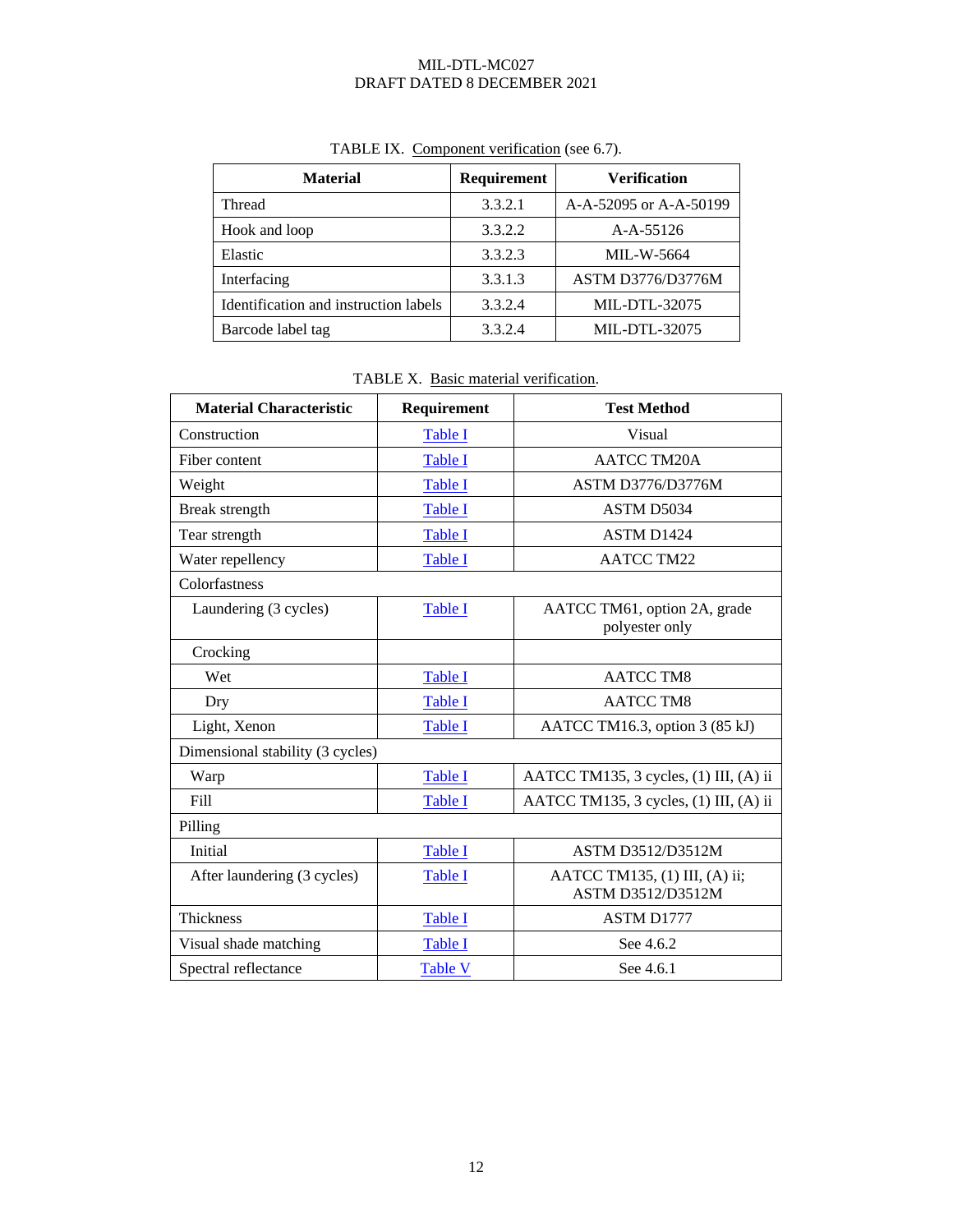TABLE IX. Component verification (see 6.7).

| Material | Requirement | Verification |
|---|---|---|
| Thread | 3.3.2.1 | A-A-52095 or A-A-50199 |
| Hook and loop | 3.3.2.2 | A-A-55126 |
| Elastic | 3.3.2.3 | MIL-W-5664 |
| Interfacing | 3.3.1.3 | ASTM D3776/D3776M |
| Identification and instruction labels | 3.3.2.4 | MIL-DTL-32075 |
| Barcode label tag | 3.3.2.4 | MIL-DTL-32075 |

TABLE X. Basic material verification.

| Material Characteristic | Requirement | Test Method |
|---|---|---|
| Construction | Table I | Visual |
| Fiber content | Table I | AATCC TM20A |
| Weight | Table I | ASTM D3776/D3776M |
| Break strength | Table I | ASTM D5034 |
| Tear strength | Table I | ASTM D1424 |
| Water repellency | Table I | AATCC TM22 |
| Colorfastness | | |
| Laundering (3 cycles) | Table I | AATCC TM61, option 2A, grade polyester only |
| Crocking | | |
| Wet | Table I | AATCC TM8 |
| Dry | Table I | AATCC TM8 |
| Light, Xenon | Table I | AATCC TM16.3, option 3 (85 kJ) |
| Dimensional stability (3 cycles) | | |
| Warp | Table I | AATCC TM135, 3 cycles, (1) III, (A) ii |
| Fill | Table I | AATCC TM135, 3 cycles, (1) III, (A) ii |
| Pilling | | |
| Initial | Table I | ASTM D3512/D3512M |
| After laundering (3 cycles) | Table I | AATCC TM135, (1) III, (A) ii; ASTM D3512/D3512M |
| Thickness | Table I | ASTM D1777 |
| Visual shade matching | Table I | See 4.6.2 |
| Spectral reflectance | Table V | See 4.6.1 |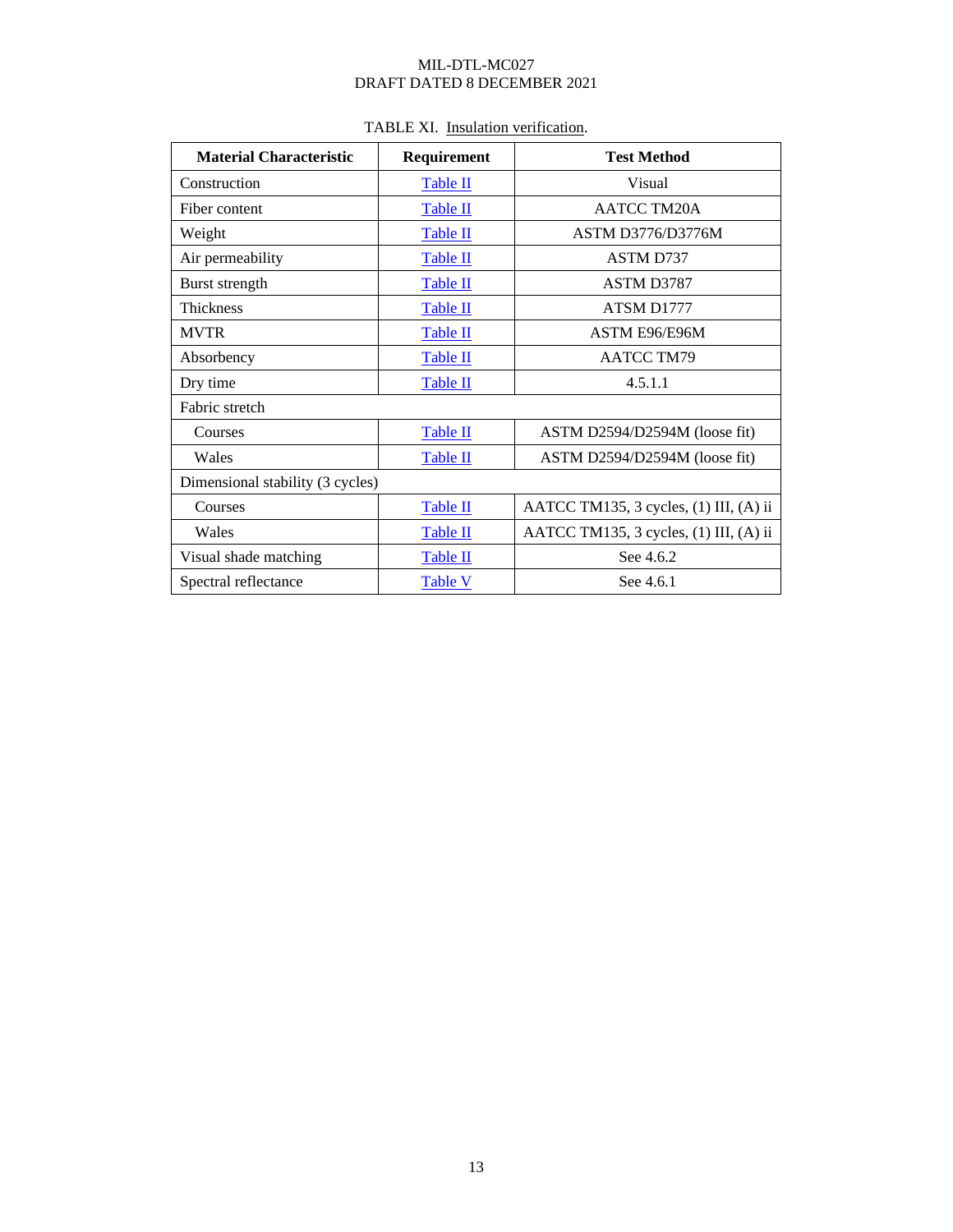TABLE XI. Insulation verification.

| Material Characteristic | Requirement | Test Method |
| --- | --- | --- |
| Construction | Table II | Visual |
| Fiber content | Table II | AATCC TM20A |
| Weight | Table II | ASTM D3776/D3776M |
| Air permeability | Table II | ASTM D737 |
| Burst strength | Table II | ASTM D3787 |
| Thickness | Table II | ATSM D1777 |
| MVTR | Table II | ASTM E96/E96M |
| Absorbency | Table II | AATCC TM79 |
| Dry time | Table II | 4.5.1.1 |
| Fabric stretch | | |
| Courses | Table II | ASTM D2594/D2594M (loose fit) |
| Wales | Table II | ASTM D2594/D2594M (loose fit) |
| Dimensional stability (3 cycles) | | |
| Courses | Table II | AATCC TM135, 3 cycles, (1) III, (A) ii |
| Wales | Table II | AATCC TM135, 3 cycles, (1) III, (A) ii |
| Visual shade matching | Table II | See 4.6.2 |
| Spectral reflectance | Table V | See 4.6.1 |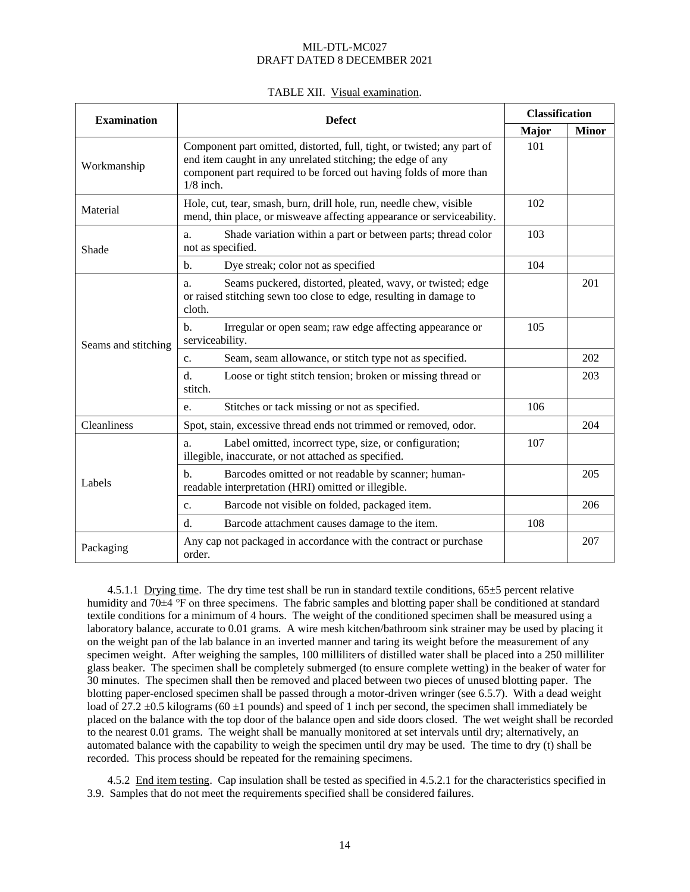TABLE XII. Visual examination.

| Examination | Defect | Classification | |
|---|---|---|---|
| | | Major | Minor |
| Workmanship | Component part omitted, distorted, full, tight, or twisted; any part of end item caught in any unrelated stitching; the edge of any component part required to be forced out having folds of more than 1/8 inch. | 101 | |
| Material | Hole, cut, tear, smash, burn, drill hole, run, needle chew, visible mend, thin place, or misweave affecting appearance or serviceability. | 102 | |
| Shade | a. Shade variation within a part or between parts; thread color not as specified. | 103 | |
| | b. Dye streak; color not as specified | 104 | |
| Seams and stitching | a. Seams puckered, distorted, pleated, wavy, or twisted; edge or raised stitching sewn too close to edge, resulting in damage to cloth. | | 201 |
| | b. Irregular or open seam; raw edge affecting appearance or serviceability. | 105 | |
| | c. Seam, seam allowance, or stitch type not as specified. | | 202 |
| | d. Loose or tight stitch tension; broken or missing thread or stitch. | | 203 |
| | e. Stitches or tack missing or not as specified. | 106 | |
| Cleanliness | Spot, stain, excessive thread ends not trimmed or removed, odor. | | 204 |
| Labels | a. Label omitted, incorrect type, size, or configuration; illegible, inaccurate, or not attached as specified. | 107 | |
| | b. Barcodes omitted or not readable by scanner; human-readable interpretation (HRI) omitted or illegible. | | 205 |
| | c. Barcode not visible on folded, packaged item. | | 206 |
| | d. Barcode attachment causes damage to the item. | 108 | |
| Packaging | Any cap not packaged in accordance with the contract or purchase order. | | 207 |

4.5.1.1 Drying time. The dry time test shall be run in standard textile conditions, 65±5 percent relative humidity and 70±4 °F on three specimens. The fabric samples and blotting paper shall be conditioned at standard textile conditions for a minimum of 4 hours. The weight of the conditioned specimen shall be measured using a laboratory balance, accurate to 0.01 grams. A wire mesh kitchen/bathroom sink strainer may be used by placing it on the weight pan of the lab balance in an inverted manner and taring its weight before the measurement of any specimen weight. After weighing the samples, 100 milliliters of distilled water shall be placed into a 250 milliliter glass beaker. The specimen shall be completely submerged (to ensure complete wetting) in the beaker of water for 30 minutes. The specimen shall then be removed and placed between two pieces of unused blotting paper. The blotting paper-enclosed specimen shall be passed through a motor-driven wringer (see 6.5.7). With a dead weight load of 27.2 ±0.5 kilograms (60 ±1 pounds) and speed of 1 inch per second, the specimen shall immediately be placed on the balance with the top door of the balance open and side doors closed. The wet weight shall be recorded to the nearest 0.01 grams. The weight shall be manually monitored at set intervals until dry; alternatively, an automated balance with the capability to weigh the specimen until dry may be used. The time to dry (t) shall be recorded. This process should be repeated for the remaining specimens.

4.5.2 End item testing. Cap insulation shall be tested as specified in 4.5.2.1 for the characteristics specified in 3.9. Samples that do not meet the requirements specified shall be considered failures.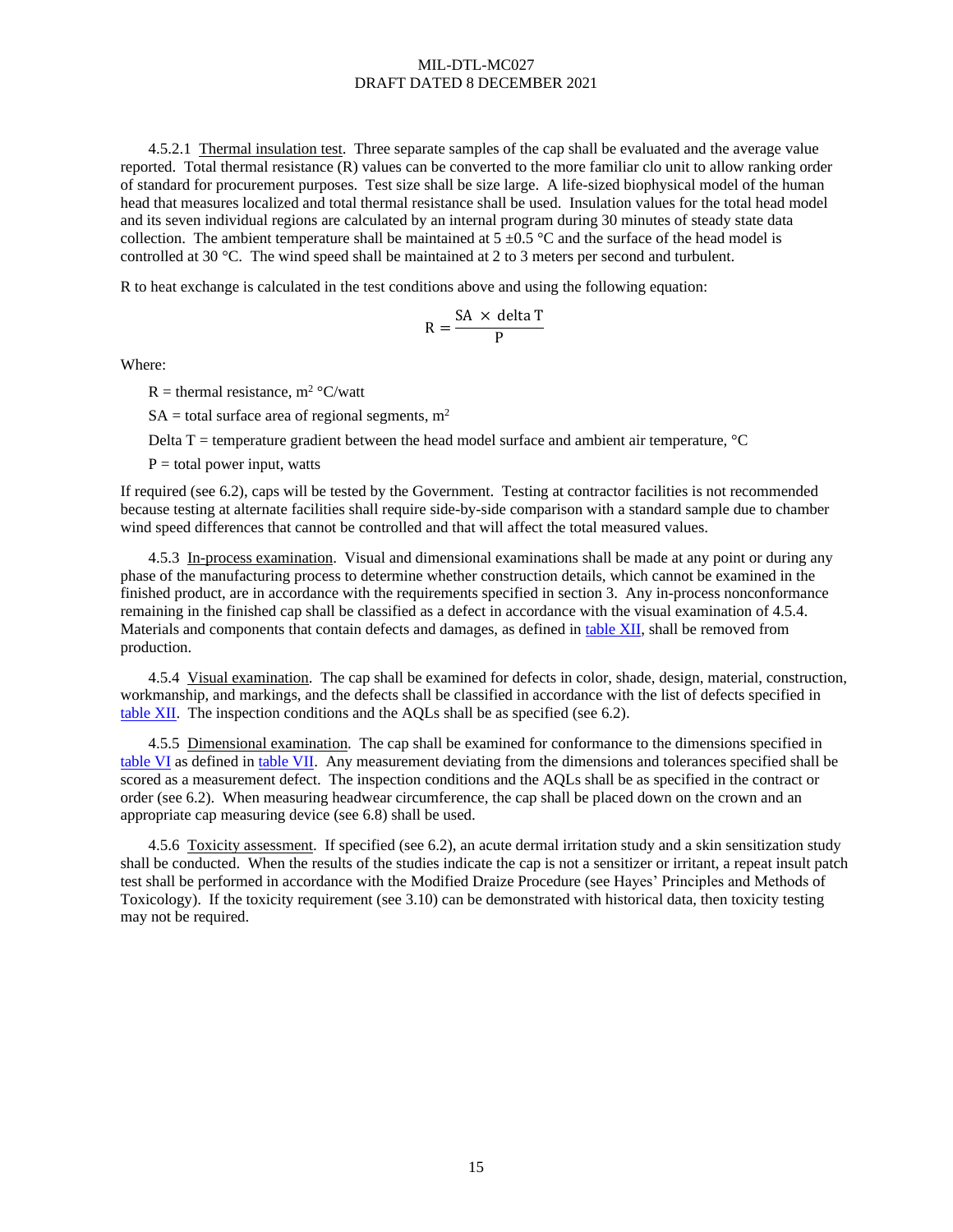4.5.2.1 Thermal insulation test. Three separate samples of the cap shall be evaluated and the average value reported. Total thermal resistance (R) values can be converted to the more familiar clo unit to allow ranking order of standard for procurement purposes. Test size shall be size large. A life-sized biophysical model of the human head that measures localized and total thermal resistance shall be used. Insulation values for the total head model and its seven individual regions are calculated by an internal program during 30 minutes of steady state data collection. The ambient temperature shall be maintained at 5 ±0.5 °C and the surface of the head model is controlled at 30 °C. The wind speed shall be maintained at 2 to 3 meters per second and turbulent.

R to heat exchange is calculated in the test conditions above and using the following equation:

$$R = \frac{SA \times \text{delta T}}{P}$$

Where:

R = thermal resistance, $m^2$ °C/watt

SA = total surface area of regional segments, $m^2$

Delta T = temperature gradient between the head model surface and ambient air temperature, °C

P = total power input, watts

If required (see 6.2), caps will be tested by the Government. Testing at contractor facilities is not recommended because testing at alternate facilities shall require side-by-side comparison with a standard sample due to chamber wind speed differences that cannot be controlled and that will affect the total measured values.

4.5.3 In-process examination. Visual and dimensional examinations shall be made at any point or during any phase of the manufacturing process to determine whether construction details, which cannot be examined in the finished product, are in accordance with the requirements specified in section 3. Any in-process nonconformance remaining in the finished cap shall be classified as a defect in accordance with the visual examination of 4.5.4. Materials and components that contain defects and damages, as defined in table XII, shall be removed from production.

4.5.4 Visual examination. The cap shall be examined for defects in color, shade, design, material, construction, workmanship, and markings, and the defects shall be classified in accordance with the list of defects specified in table XII. The inspection conditions and the AQLs shall be as specified (see 6.2).

4.5.5 Dimensional examination. The cap shall be examined for conformance to the dimensions specified in table VI as defined in table VII. Any measurement deviating from the dimensions and tolerances specified shall be scored as a measurement defect. The inspection conditions and the AQLs shall be as specified in the contract or order (see 6.2). When measuring headwear circumference, the cap shall be placed down on the crown and an appropriate cap measuring device (see 6.8) shall be used.

4.5.6 Toxicity assessment. If specified (see 6.2), an acute dermal irritation study and a skin sensitization study shall be conducted. When the results of the studies indicate the cap is not a sensitizer or irritant, a repeat insult patch test shall be performed in accordance with the Modified Draize Procedure (see Hayes' Principles and Methods of Toxicology). If the toxicity requirement (see 3.10) can be demonstrated with historical data, then toxicity testing may not be required.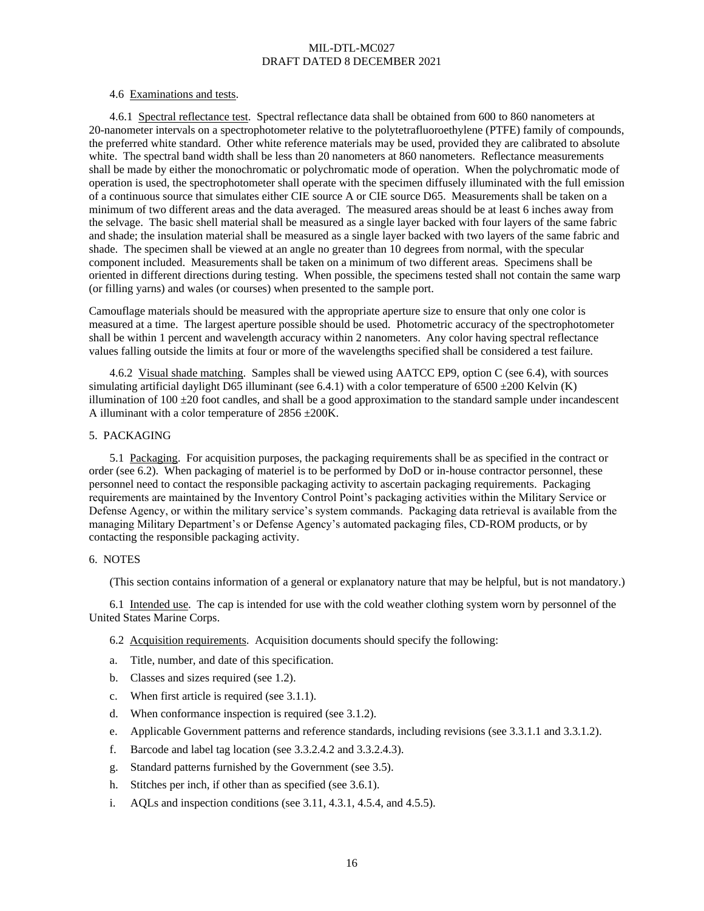4.6 Examinations and tests.

4.6.1 Spectral reflectance test. Spectral reflectance data shall be obtained from 600 to 860 nanometers at 20-nanometer intervals on a spectrophotometer relative to the polytetrafluoroethylene (PTFE) family of compounds, the preferred white standard. Other white reference materials may be used, provided they are calibrated to absolute white. The spectral band width shall be less than 20 nanometers at 860 nanometers. Reflectance measurements shall be made by either the monochromatic or polychromatic mode of operation. When the polychromatic mode of operation is used, the spectrophotometer shall operate with the specimen diffusely illuminated with the full emission of a continuous source that simulates either CIE source A or CIE source D65. Measurements shall be taken on a minimum of two different areas and the data averaged. The measured areas should be at least 6 inches away from the selvage. The basic shell material shall be measured as a single layer backed with four layers of the same fabric and shade; the insulation material shall be measured as a single layer backed with two layers of the same fabric and shade. The specimen shall be viewed at an angle no greater than 10 degrees from normal, with the specular component included. Measurements shall be taken on a minimum of two different areas. Specimens shall be oriented in different directions during testing. When possible, the specimens tested shall not contain the same warp (or filling yarns) and wales (or courses) when presented to the sample port.

Camouflage materials should be measured with the appropriate aperture size to ensure that only one color is measured at a time. The largest aperture possible should be used. Photometric accuracy of the spectrophotometer shall be within 1 percent and wavelength accuracy within 2 nanometers. Any color having spectral reflectance values falling outside the limits at four or more of the wavelengths specified shall be considered a test failure.

4.6.2 Visual shade matching. Samples shall be viewed using AATCC EP9, option C (see 6.4), with sources simulating artificial daylight D65 illuminant (see 6.4.1) with a color temperature of 6500 ±200 Kelvin (K) illumination of 100 ±20 foot candles, and shall be a good approximation to the standard sample under incandescent A illuminant with a color temperature of 2856 ±200K.

## 5. PACKAGING

5.1 Packaging. For acquisition purposes, the packaging requirements shall be as specified in the contract or order (see 6.2). When packaging of materiel is to be performed by DoD or in-house contractor personnel, these personnel need to contact the responsible packaging activity to ascertain packaging requirements. Packaging requirements are maintained by the Inventory Control Point's packaging activities within the Military Service or Defense Agency, or within the military service's system commands. Packaging data retrieval is available from the managing Military Department's or Defense Agency's automated packaging files, CD-ROM products, or by contacting the responsible packaging activity.

## 6. NOTES

(This section contains information of a general or explanatory nature that may be helpful, but is not mandatory.)

6.1 Intended use. The cap is intended for use with the cold weather clothing system worn by personnel of the United States Marine Corps.

6.2 Acquisition requirements. Acquisition documents should specify the following:

a. Title, number, and date of this specification.

b. Classes and sizes required (see 1.2).

c. When first article is required (see 3.1.1).

d. When conformance inspection is required (see 3.1.2).

e. Applicable Government patterns and reference standards, including revisions (see 3.3.1.1 and 3.3.1.2).

f. Barcode and label tag location (see 3.3.2.4.2 and 3.3.2.4.3).

g. Standard patterns furnished by the Government (see 3.5).

h. Stitches per inch, if other than as specified (see 3.6.1).

i. AQLs and inspection conditions (see 3.11, 4.3.1, 4.5.4, and 4.5.5).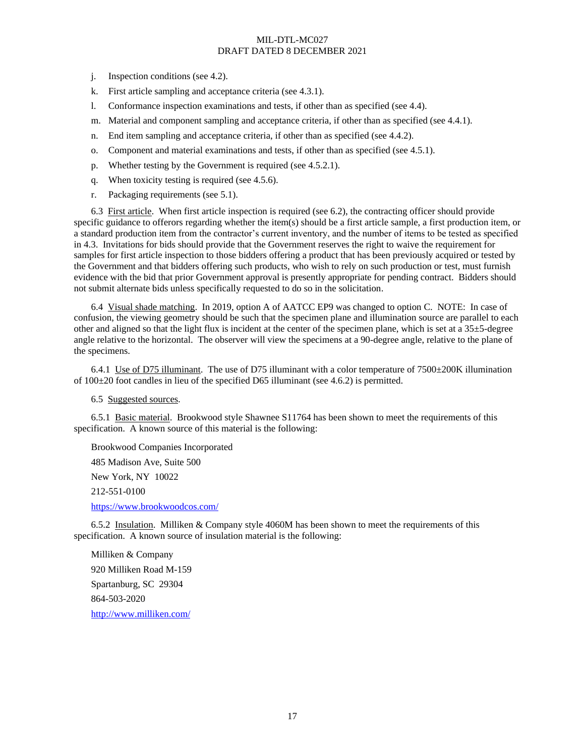j. Inspection conditions (see 4.2).

k. First article sampling and acceptance criteria (see 4.3.1).

l. Conformance inspection examinations and tests, if other than as specified (see 4.4).

m. Material and component sampling and acceptance criteria, if other than as specified (see 4.4.1).

n. End item sampling and acceptance criteria, if other than as specified (see 4.4.2).

o. Component and material examinations and tests, if other than as specified (see 4.5.1).

p. Whether testing by the Government is required (see 4.5.2.1).

q. When toxicity testing is required (see 4.5.6).

r. Packaging requirements (see 5.1).

6.3 First article. When first article inspection is required (see 6.2), the contracting officer should provide specific guidance to offerors regarding whether the item(s) should be a first article sample, a first production item, or a standard production item from the contractor's current inventory, and the number of items to be tested as specified in 4.3. Invitations for bids should provide that the Government reserves the right to waive the requirement for samples for first article inspection to those bidders offering a product that has been previously acquired or tested by the Government and that bidders offering such products, who wish to rely on such production or test, must furnish evidence with the bid that prior Government approval is presently appropriate for pending contract. Bidders should not submit alternate bids unless specifically requested to do so in the solicitation.

6.4 Visual shade matching. In 2019, option A of AATCC EP9 was changed to option C. NOTE: In case of confusion, the viewing geometry should be such that the specimen plane and illumination source are parallel to each other and aligned so that the light flux is incident at the center of the specimen plane, which is set at a 35±5-degree angle relative to the horizontal. The observer will view the specimens at a 90-degree angle, relative to the plane of the specimens.

6.4.1 Use of D75 illuminant. The use of D75 illuminant with a color temperature of 7500±200K illumination of 100±20 foot candles in lieu of the specified D65 illuminant (see 4.6.2) is permitted.

6.5 Suggested sources.

6.5.1 Basic material. Brookwood style Shawnee S11764 has been shown to meet the requirements of this specification. A known source of this material is the following:

Brookwood Companies Incorporated

485 Madison Ave, Suite 500

New York, NY 10022

212-551-0100

https://www.brookwoodcos.com/

6.5.2 Insulation. Milliken & Company style 4060M has been shown to meet the requirements of this specification. A known source of insulation material is the following:

Milliken & Company

920 Milliken Road M-159

Spartanburg, SC 29304

864-503-2020

http://www.milliken.com/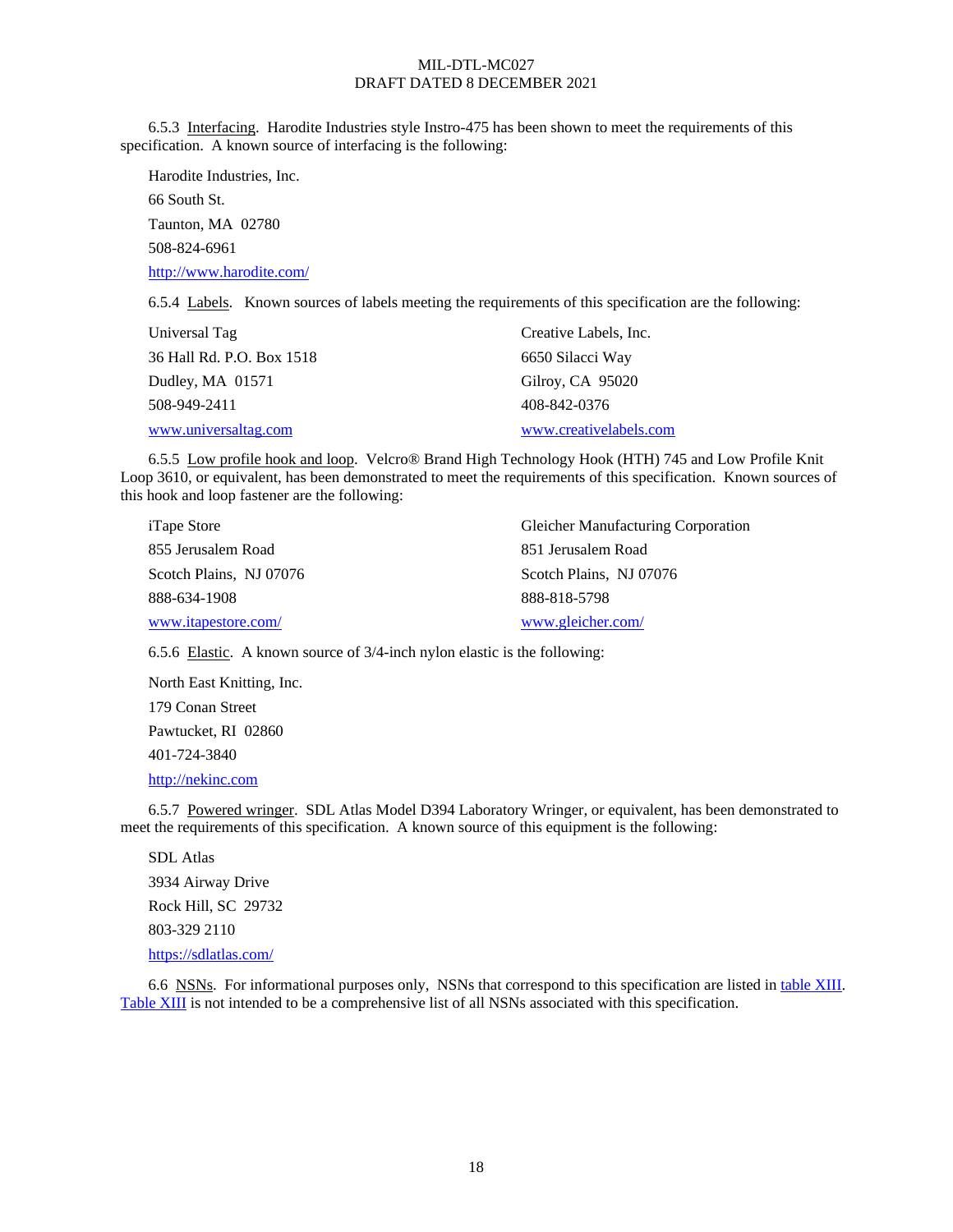6.5.3 Interfacing. Harodite Industries style Instro-475 has been shown to meet the requirements of this specification. A known source of interfacing is the following:

Harodite Industries, Inc.
66 South St.
Taunton, MA 02780
508-824-6961
http://www.harodite.com/

6.5.4 Labels. Known sources of labels meeting the requirements of this specification are the following:

Universal Tag
36 Hall Rd. P.O. Box 1518
Dudley, MA 01571
508-949-2411
www.universaltag.com

Creative Labels, Inc.
6650 Silacci Way
Gilroy, CA 95020
408-842-0376
www.creativelabels.com

6.5.5 Low profile hook and loop. Velcro® Brand High Technology Hook (HTH) 745 and Low Profile Knit Loop 3610, or equivalent, has been demonstrated to meet the requirements of this specification. Known sources of this hook and loop fastener are the following:

iTape Store
855 Jerusalem Road
Scotch Plains, NJ 07076
888-634-1908
www.itapestore.com/

Gleicher Manufacturing Corporation
851 Jerusalem Road
Scotch Plains, NJ 07076
888-818-5798
www.gleicher.com/

6.5.6 Elastic. A known source of 3/4-inch nylon elastic is the following:

North East Knitting, Inc.
179 Conan Street
Pawtucket, RI 02860
401-724-3840
http://nekinc.com

6.5.7 Powered wringer. SDL Atlas Model D394 Laboratory Wringer, or equivalent, has been demonstrated to meet the requirements of this specification. A known source of this equipment is the following:

SDL Atlas
3934 Airway Drive
Rock Hill, SC 29732
803-329 2110
https://sdlatlas.com/

6.6 NSNs. For informational purposes only, NSNs that correspond to this specification are listed in table XIII. Table XIII is not intended to be a comprehensive list of all NSNs associated with this specification.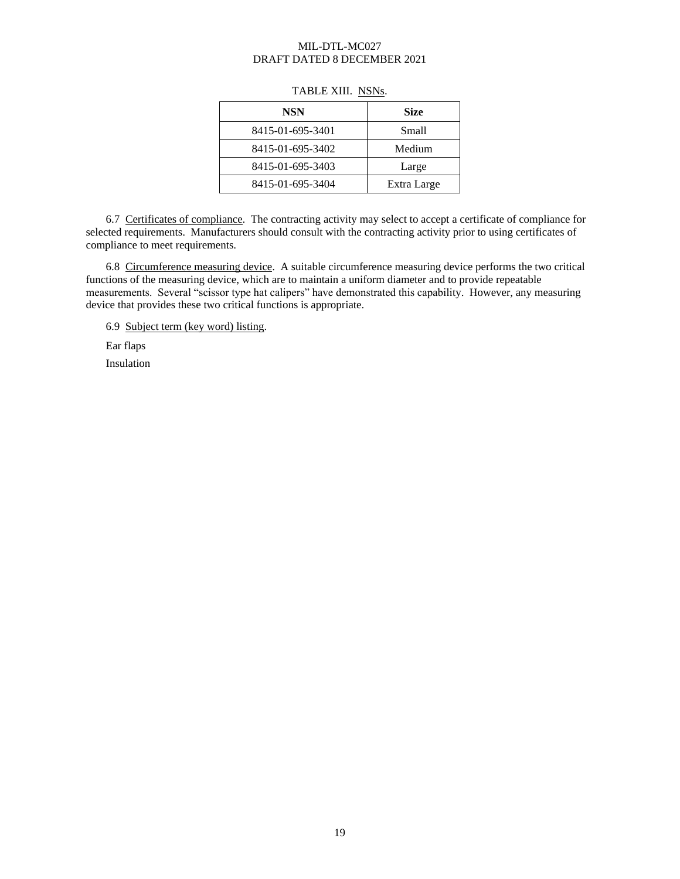TABLE XIII. NSNs.

| NSN | Size |
|---|---|
| 8415-01-695-3401 | Small |
| 8415-01-695-3402 | Medium |
| 8415-01-695-3403 | Large |
| 8415-01-695-3404 | Extra Large |

6.7 Certificates of compliance. The contracting activity may select to accept a certificate of compliance for selected requirements. Manufacturers should consult with the contracting activity prior to using certificates of compliance to meet requirements.

6.8 Circumference measuring device. A suitable circumference measuring device performs the two critical functions of the measuring device, which are to maintain a uniform diameter and to provide repeatable measurements. Several "scissor type hat calipers" have demonstrated this capability. However, any measuring device that provides these two critical functions is appropriate.

6.9 Subject term (key word) listing.

Ear flaps

Insulation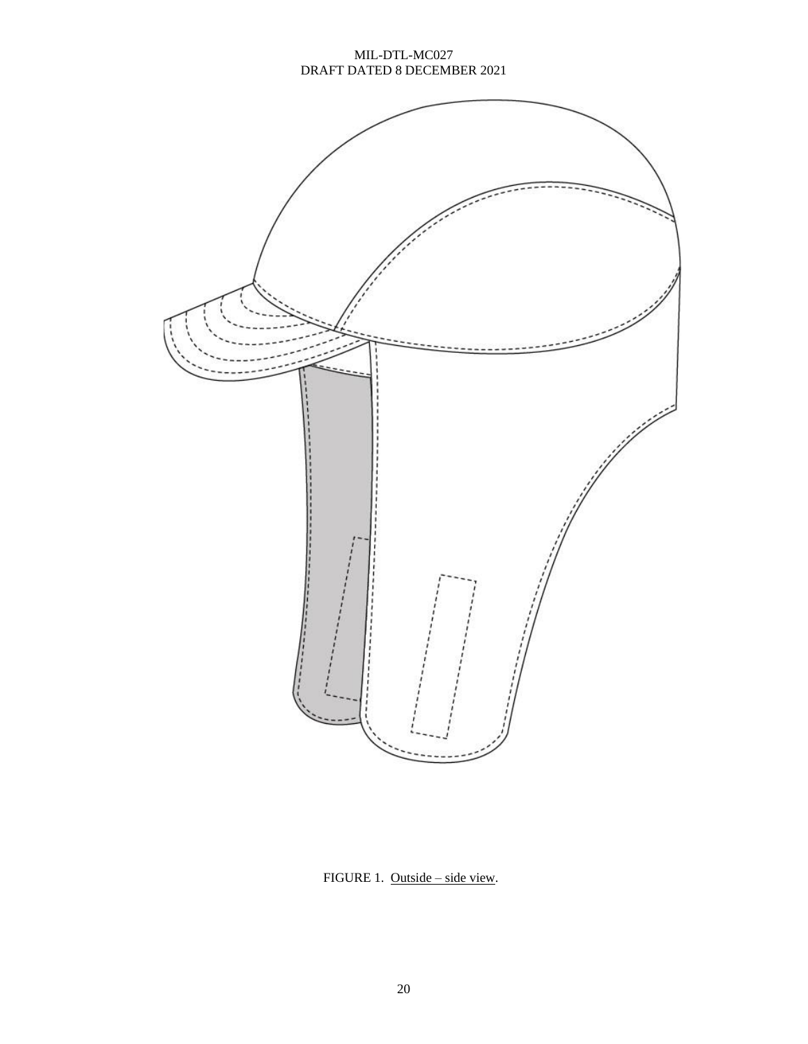FIGURE 1. Outside – side view.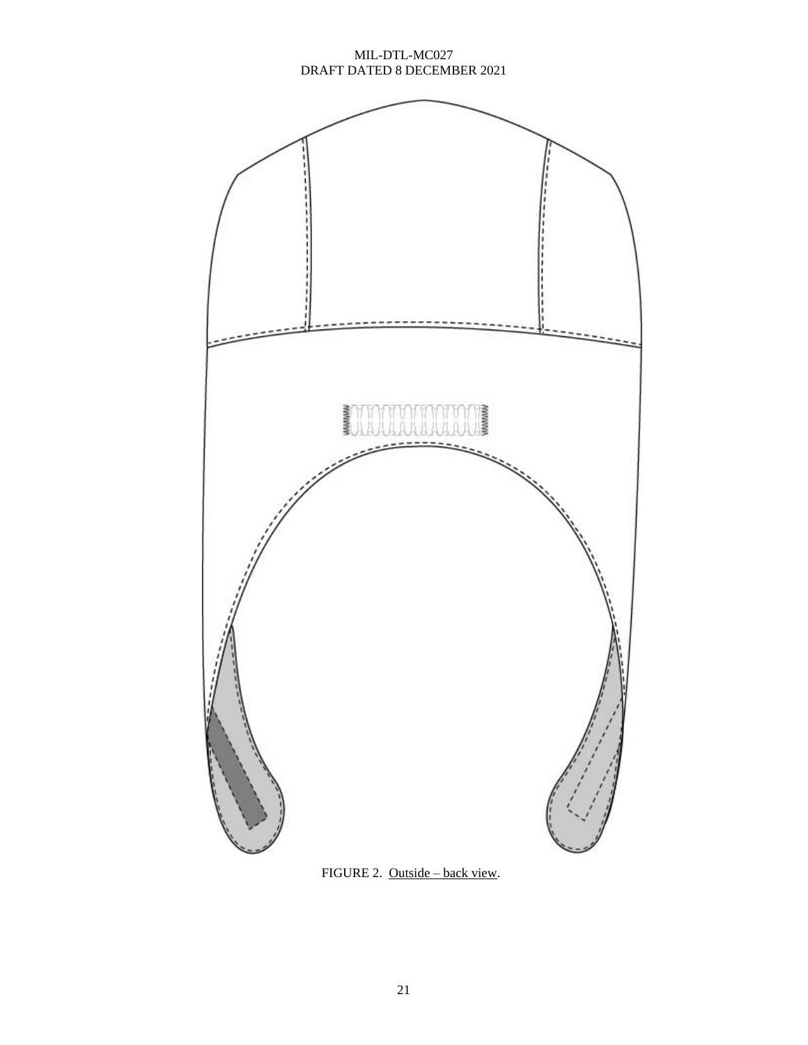FIGURE 2. Outside – back view.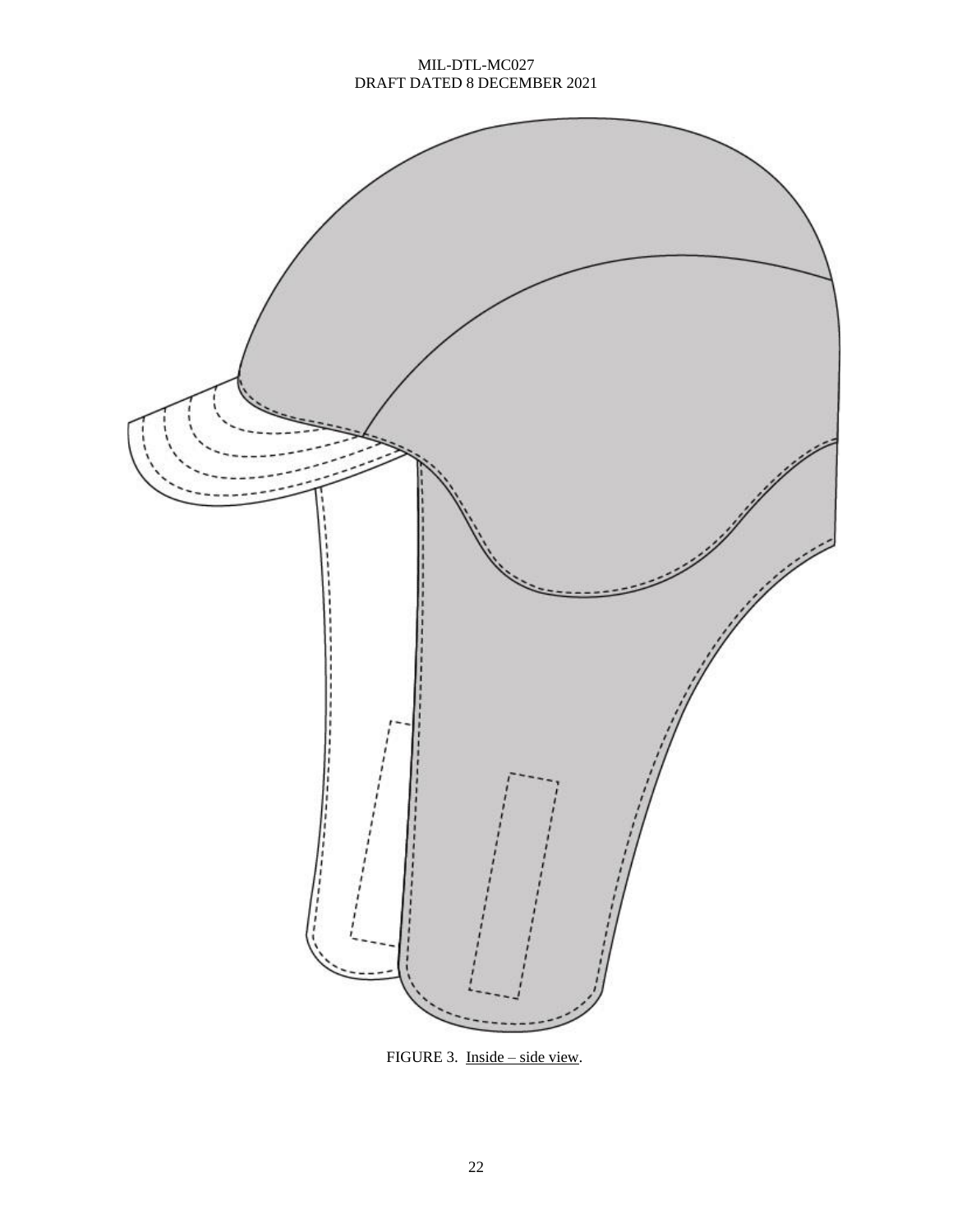FIGURE 3. Inside – side view.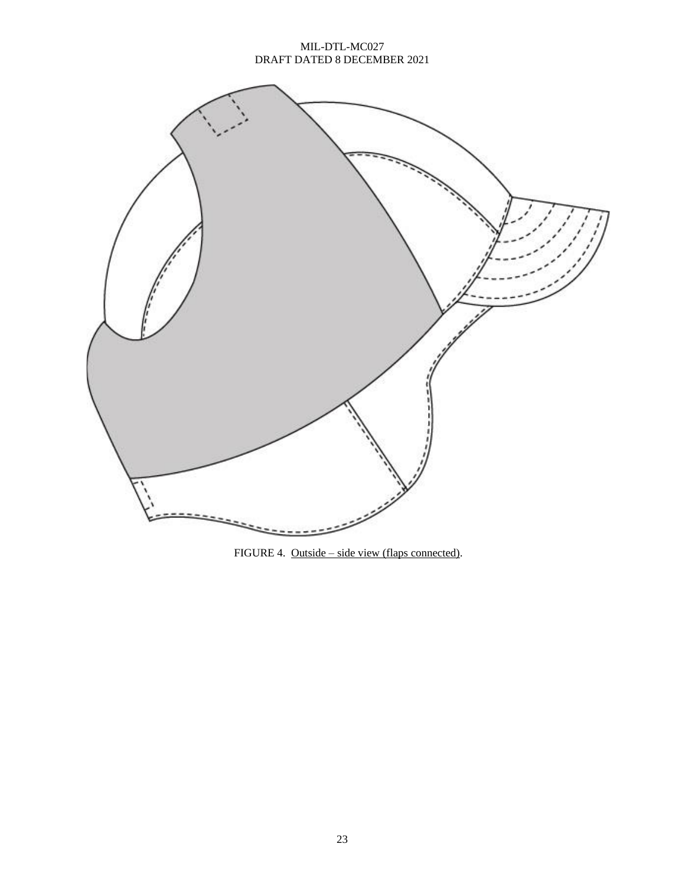FIGURE 4. Outside – side view (flaps connected).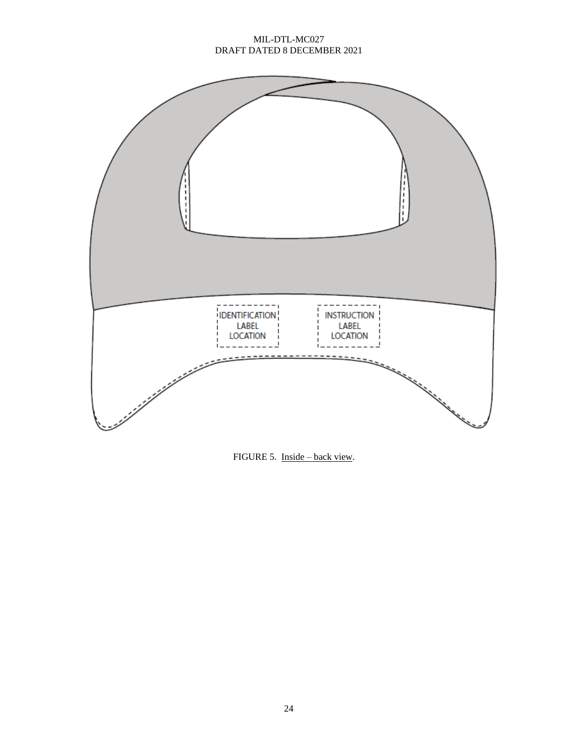FIGURE 5. Inside – back view.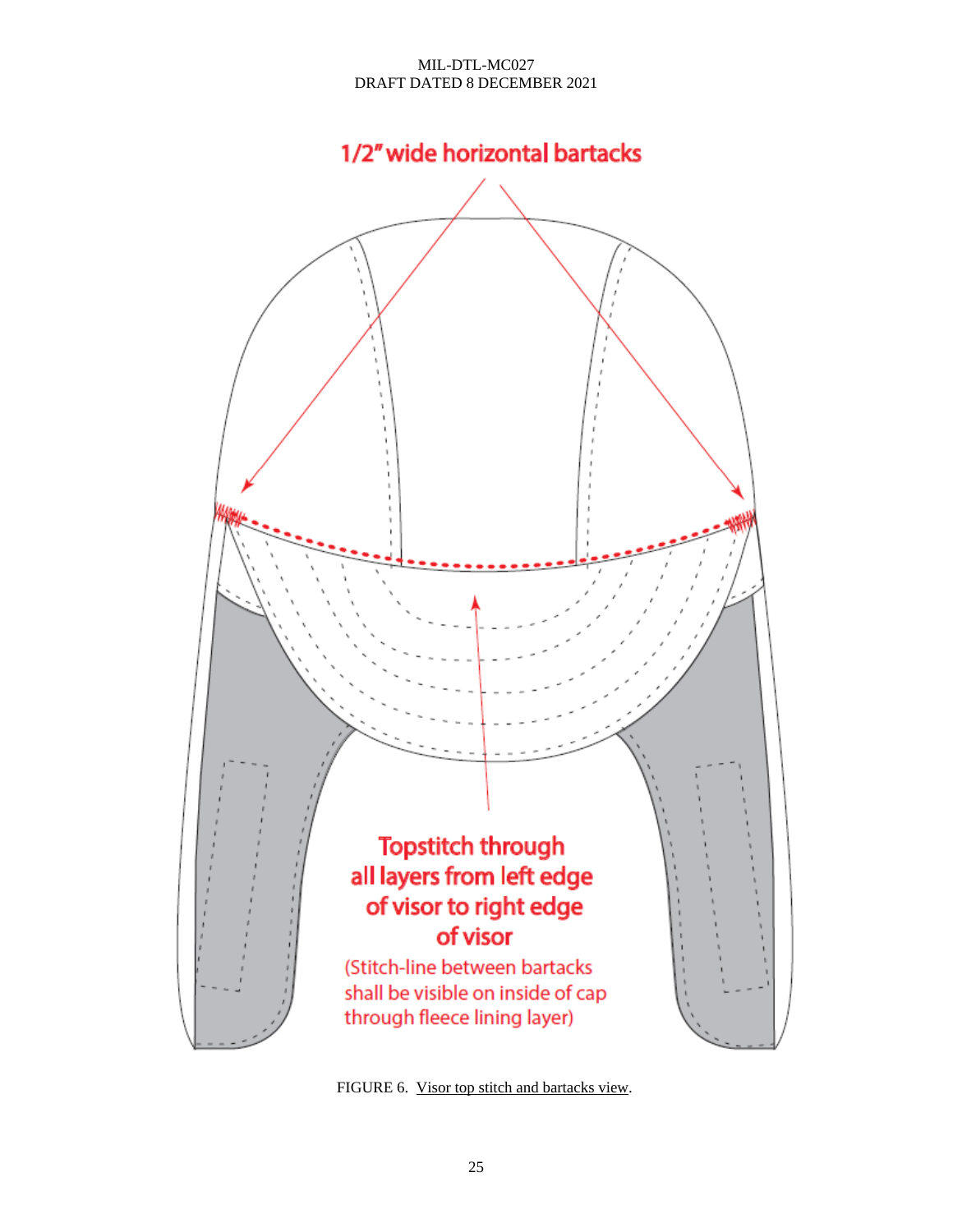1/2" wide horizontal bartacks

Topstitch through all layers from left edge of visor to right edge of visor

(Stitch-line between bartacks shall be visible on inside of cap through fleece lining layer)

FIGURE 6. Visor top stitch and bartacks view.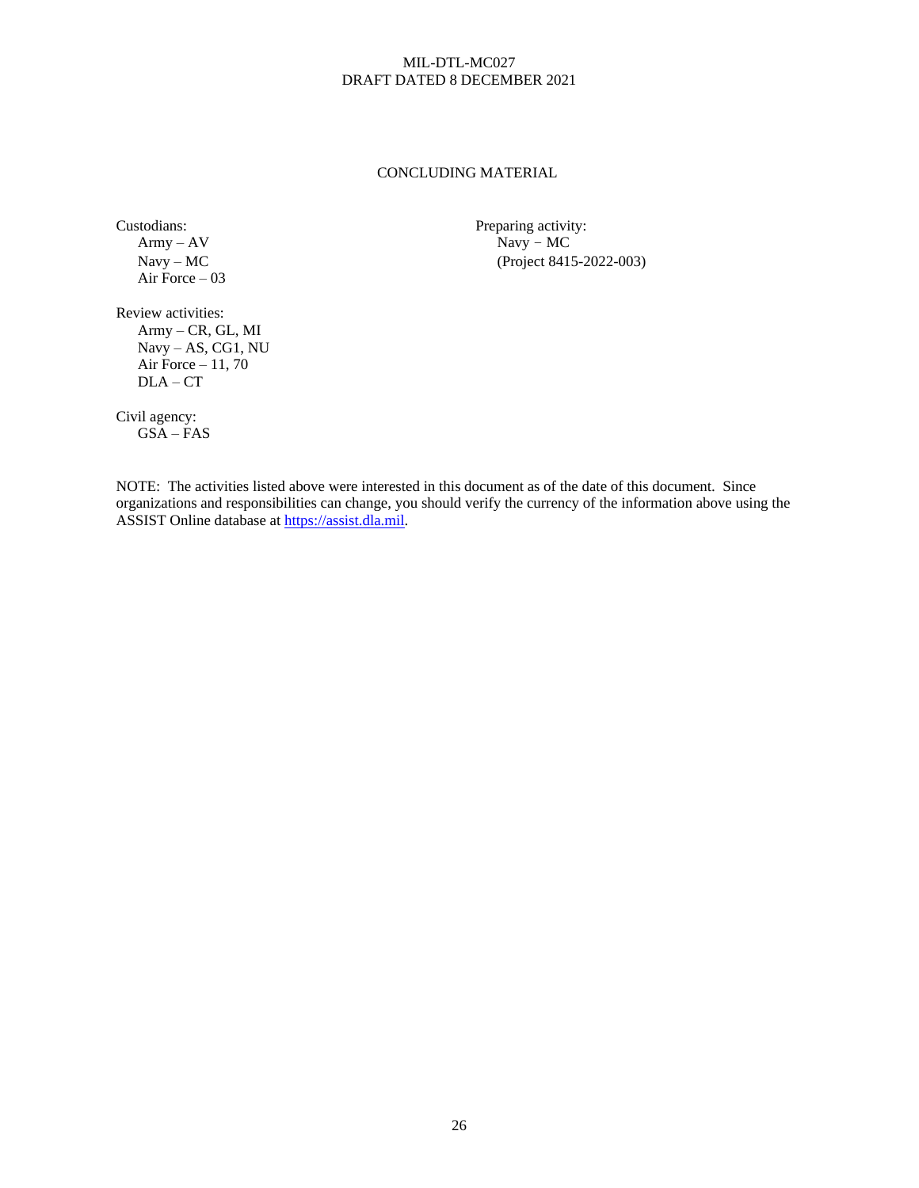## CONCLUDING MATERIAL

Custodians:
Army – AV
Navy – MC
Air Force – 03

Preparing activity:
Navy − MC
(Project 8415-2022-003)

Review activities:
Army – CR, GL, MI
Navy – AS, CG1, NU
Air Force – 11, 70
DLA – CT

Civil agency:
GSA – FAS

NOTE: The activities listed above were interested in this document as of the date of this document. Since organizations and responsibilities can change, you should verify the currency of the information above using the ASSIST Online database at https://assist.dla.mil.